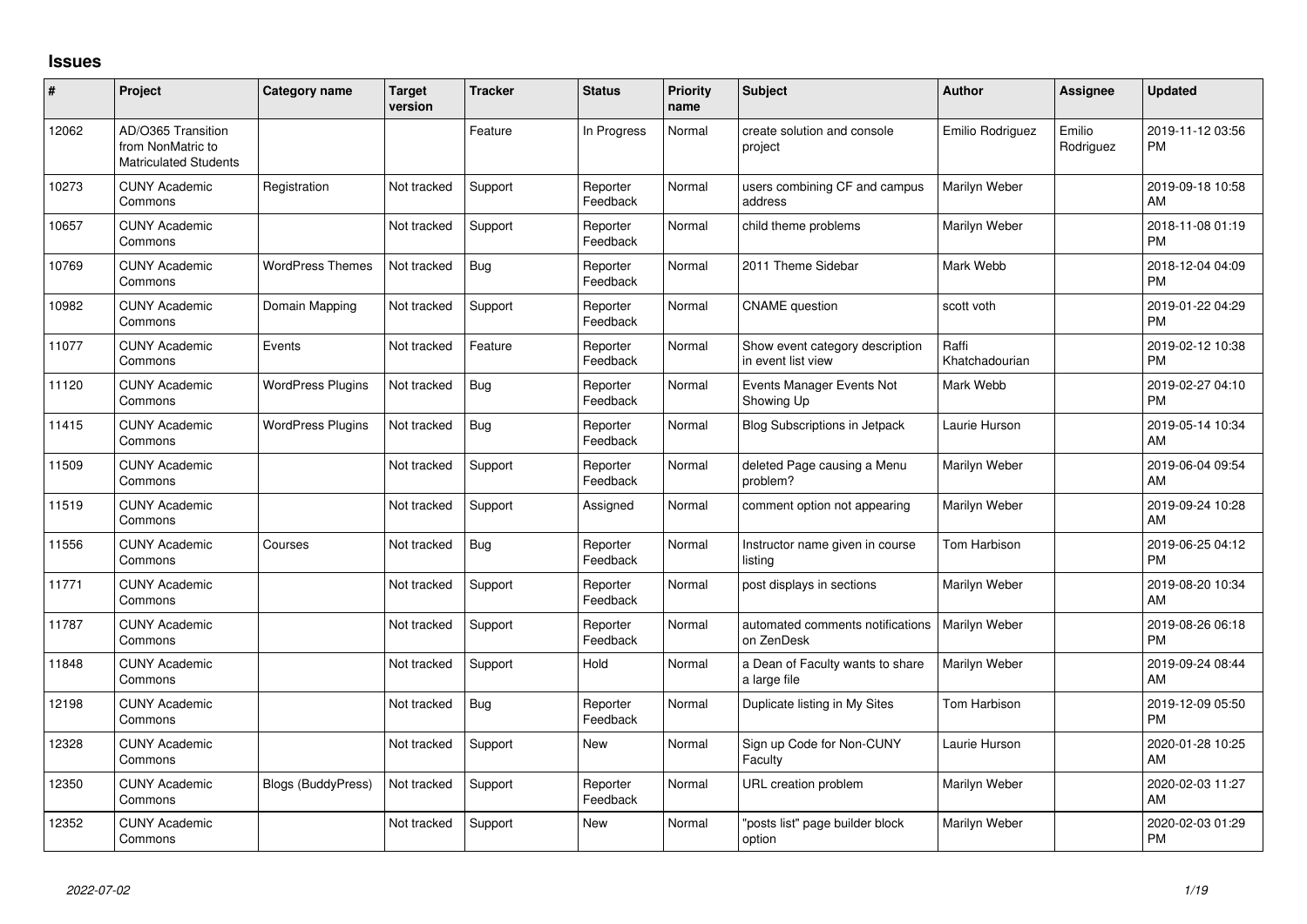# Issues

| # | Project | Category name | Target version | Tracker | Status | Priority name | Subject | Author | Assignee | Updated |
|---|---|---|---|---|---|---|---|---|---|---|
| 12062 | AD/O365 Transition from NonMatric to Matriculated Students | | | Feature | In Progress | Normal | create solution and console project | Emilio Rodriguez | Emilio Rodriguez | 2019-11-12 03:56 PM |
| 10273 | CUNY Academic Commons | Registration | Not tracked | Support | Reporter Feedback | Normal | users combining CF and campus address | Marilyn Weber | | 2019-09-18 10:58 AM |
| 10657 | CUNY Academic Commons | | Not tracked | Support | Reporter Feedback | Normal | child theme problems | Marilyn Weber | | 2018-11-08 01:19 PM |
| 10769 | CUNY Academic Commons | WordPress Themes | Not tracked | Bug | Reporter Feedback | Normal | 2011 Theme Sidebar | Mark Webb | | 2018-12-04 04:09 PM |
| 10982 | CUNY Academic Commons | Domain Mapping | Not tracked | Support | Reporter Feedback | Normal | CNAME question | scott voth | | 2019-01-22 04:29 PM |
| 11077 | CUNY Academic Commons | Events | Not tracked | Feature | Reporter Feedback | Normal | Show event category description in event list view | Raffi Khatchadourian | | 2019-02-12 10:38 PM |
| 11120 | CUNY Academic Commons | WordPress Plugins | Not tracked | Bug | Reporter Feedback | Normal | Events Manager Events Not Showing Up | Mark Webb | | 2019-02-27 04:10 PM |
| 11415 | CUNY Academic Commons | WordPress Plugins | Not tracked | Bug | Reporter Feedback | Normal | Blog Subscriptions in Jetpack | Laurie Hurson | | 2019-05-14 10:34 AM |
| 11509 | CUNY Academic Commons | | Not tracked | Support | Reporter Feedback | Normal | deleted Page causing a Menu problem? | Marilyn Weber | | 2019-06-04 09:54 AM |
| 11519 | CUNY Academic Commons | | Not tracked | Support | Assigned | Normal | comment option not appearing | Marilyn Weber | | 2019-09-24 10:28 AM |
| 11556 | CUNY Academic Commons | Courses | Not tracked | Bug | Reporter Feedback | Normal | Instructor name given in course listing | Tom Harbison | | 2019-06-25 04:12 PM |
| 11771 | CUNY Academic Commons | | Not tracked | Support | Reporter Feedback | Normal | post displays in sections | Marilyn Weber | | 2019-08-20 10:34 AM |
| 11787 | CUNY Academic Commons | | Not tracked | Support | Reporter Feedback | Normal | automated comments notifications on ZenDesk | Marilyn Weber | | 2019-08-26 06:18 PM |
| 11848 | CUNY Academic Commons | | Not tracked | Support | Hold | Normal | a Dean of Faculty wants to share a large file | Marilyn Weber | | 2019-09-24 08:44 AM |
| 12198 | CUNY Academic Commons | | Not tracked | Bug | Reporter Feedback | Normal | Duplicate listing in My Sites | Tom Harbison | | 2019-12-09 05:50 PM |
| 12328 | CUNY Academic Commons | | Not tracked | Support | New | Normal | Sign up Code for Non-CUNY Faculty | Laurie Hurson | | 2020-01-28 10:25 AM |
| 12350 | CUNY Academic Commons | Blogs (BuddyPress) | Not tracked | Support | Reporter Feedback | Normal | URL creation problem | Marilyn Weber | | 2020-02-03 11:27 AM |
| 12352 | CUNY Academic Commons | | Not tracked | Support | New | Normal | "posts list" page builder block option | Marilyn Weber | | 2020-02-03 01:29 PM |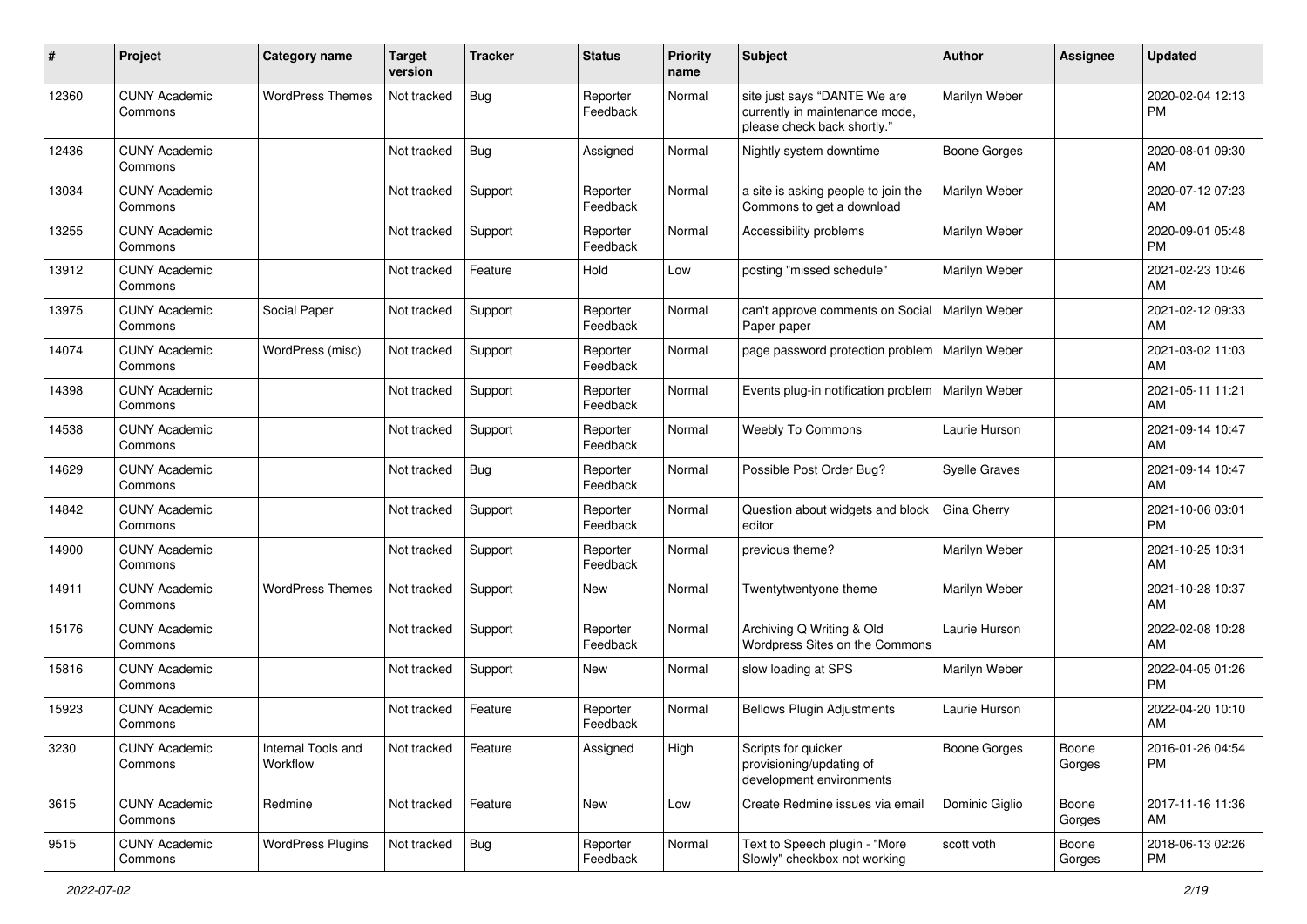| # | Project | Category name | Target version | Tracker | Status | Priority name | Subject | Author | Assignee | Updated |
|---|---|---|---|---|---|---|---|---|---|---|
| 12360 | CUNY Academic Commons | WordPress Themes | Not tracked | Bug | Reporter Feedback | Normal | site just says "DANTE We are currently in maintenance mode, please check back shortly." | Marilyn Weber | | 2020-02-04 12:13 PM |
| 12436 | CUNY Academic Commons | | Not tracked | Bug | Assigned | Normal | Nightly system downtime | Boone Gorges | | 2020-08-01 09:30 AM |
| 13034 | CUNY Academic Commons | | Not tracked | Support | Reporter Feedback | Normal | a site is asking people to join the Commons to get a download | Marilyn Weber | | 2020-07-12 07:23 AM |
| 13255 | CUNY Academic Commons | | Not tracked | Support | Reporter Feedback | Normal | Accessibility problems | Marilyn Weber | | 2020-09-01 05:48 PM |
| 13912 | CUNY Academic Commons | | Not tracked | Feature | Hold | Low | posting "missed schedule" | Marilyn Weber | | 2021-02-23 10:46 AM |
| 13975 | CUNY Academic Commons | Social Paper | Not tracked | Support | Reporter Feedback | Normal | can't approve comments on Social Paper paper | Marilyn Weber | | 2021-02-12 09:33 AM |
| 14074 | CUNY Academic Commons | WordPress (misc) | Not tracked | Support | Reporter Feedback | Normal | page password protection problem | Marilyn Weber | | 2021-03-02 11:03 AM |
| 14398 | CUNY Academic Commons | | Not tracked | Support | Reporter Feedback | Normal | Events plug-in notification problem | Marilyn Weber | | 2021-05-11 11:21 AM |
| 14538 | CUNY Academic Commons | | Not tracked | Support | Reporter Feedback | Normal | Weebly To Commons | Laurie Hurson | | 2021-09-14 10:47 AM |
| 14629 | CUNY Academic Commons | | Not tracked | Bug | Reporter Feedback | Normal | Possible Post Order Bug? | Syelle Graves | | 2021-09-14 10:47 AM |
| 14842 | CUNY Academic Commons | | Not tracked | Support | Reporter Feedback | Normal | Question about widgets and block editor | Gina Cherry | | 2021-10-06 03:01 PM |
| 14900 | CUNY Academic Commons | | Not tracked | Support | Reporter Feedback | Normal | previous theme? | Marilyn Weber | | 2021-10-25 10:31 AM |
| 14911 | CUNY Academic Commons | WordPress Themes | Not tracked | Support | New | Normal | Twentytwentyone theme | Marilyn Weber | | 2021-10-28 10:37 AM |
| 15176 | CUNY Academic Commons | | Not tracked | Support | Reporter Feedback | Normal | Archiving Q Writing & Old Wordpress Sites on the Commons | Laurie Hurson | | 2022-02-08 10:28 AM |
| 15816 | CUNY Academic Commons | | Not tracked | Support | New | Normal | slow loading at SPS | Marilyn Weber | | 2022-04-05 01:26 PM |
| 15923 | CUNY Academic Commons | | Not tracked | Feature | Reporter Feedback | Normal | Bellows Plugin Adjustments | Laurie Hurson | | 2022-04-20 10:10 AM |
| 3230 | CUNY Academic Commons | Internal Tools and Workflow | Not tracked | Feature | Assigned | High | Scripts for quicker provisioning/updating of development environments | Boone Gorges | Boone Gorges | 2016-01-26 04:54 PM |
| 3615 | CUNY Academic Commons | Redmine | Not tracked | Feature | New | Low | Create Redmine issues via email | Dominic Giglio | Boone Gorges | 2017-11-16 11:36 AM |
| 9515 | CUNY Academic Commons | WordPress Plugins | Not tracked | Bug | Reporter Feedback | Normal | Text to Speech plugin - "More Slowly" checkbox not working | scott voth | Boone Gorges | 2018-06-13 02:26 PM |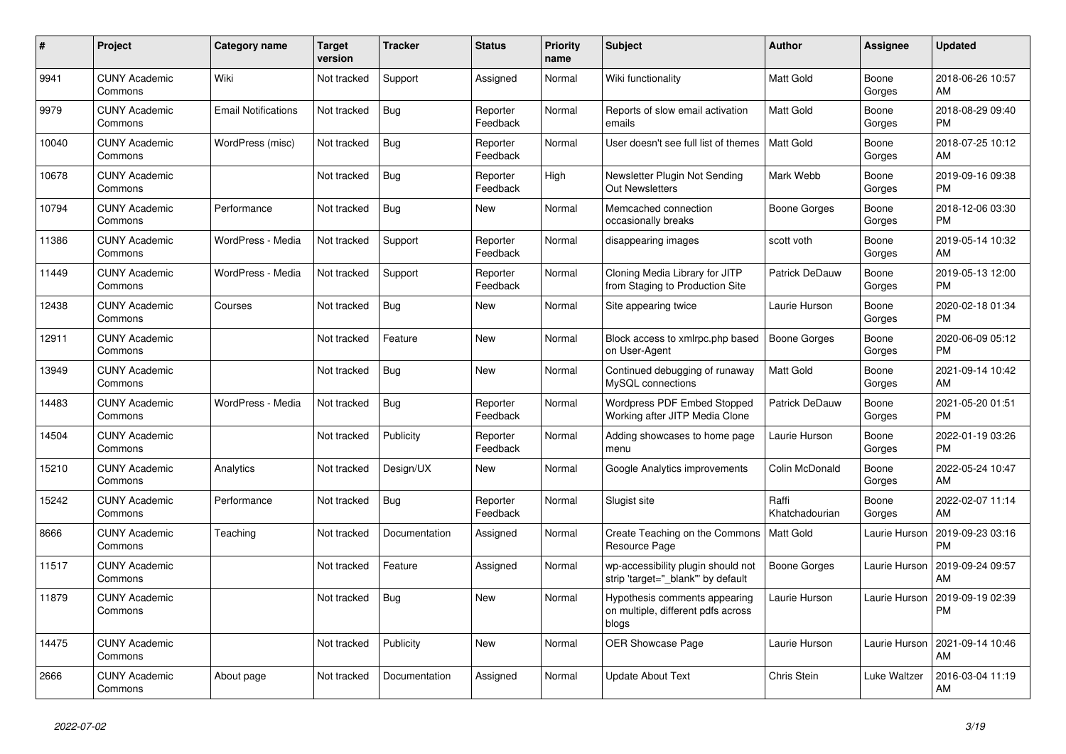| # | Project | Category name | Target version | Tracker | Status | Priority name | Subject | Author | Assignee | Updated |
|---|---|---|---|---|---|---|---|---|---|---|
| 9941 | CUNY Academic Commons | Wiki | Not tracked | Support | Assigned | Normal | Wiki functionality | Matt Gold | Boone Gorges | 2018-06-26 10:57 AM |
| 9979 | CUNY Academic Commons | Email Notifications | Not tracked | Bug | Reporter Feedback | Normal | Reports of slow email activation emails | Matt Gold | Boone Gorges | 2018-08-29 09:40 PM |
| 10040 | CUNY Academic Commons | WordPress (misc) | Not tracked | Bug | Reporter Feedback | Normal | User doesn't see full list of themes | Matt Gold | Boone Gorges | 2018-07-25 10:12 AM |
| 10678 | CUNY Academic Commons | | Not tracked | Bug | Reporter Feedback | High | Newsletter Plugin Not Sending Out Newsletters | Mark Webb | Boone Gorges | 2019-09-16 09:38 PM |
| 10794 | CUNY Academic Commons | Performance | Not tracked | Bug | New | Normal | Memcached connection occasionally breaks | Boone Gorges | Boone Gorges | 2018-12-06 03:30 PM |
| 11386 | CUNY Academic Commons | WordPress - Media | Not tracked | Support | Reporter Feedback | Normal | disappearing images | scott voth | Boone Gorges | 2019-05-14 10:32 AM |
| 11449 | CUNY Academic Commons | WordPress - Media | Not tracked | Support | Reporter Feedback | Normal | Cloning Media Library for JITP from Staging to Production Site | Patrick DeDauw | Boone Gorges | 2019-05-13 12:00 PM |
| 12438 | CUNY Academic Commons | Courses | Not tracked | Bug | New | Normal | Site appearing twice | Laurie Hurson | Boone Gorges | 2020-02-18 01:34 PM |
| 12911 | CUNY Academic Commons | | Not tracked | Feature | New | Normal | Block access to xmlrpc.php based on User-Agent | Boone Gorges | Boone Gorges | 2020-06-09 05:12 PM |
| 13949 | CUNY Academic Commons | | Not tracked | Bug | New | Normal | Continued debugging of runaway MySQL connections | Matt Gold | Boone Gorges | 2021-09-14 10:42 AM |
| 14483 | CUNY Academic Commons | WordPress - Media | Not tracked | Bug | Reporter Feedback | Normal | Wordpress PDF Embed Stopped Working after JITP Media Clone | Patrick DeDauw | Boone Gorges | 2021-05-20 01:51 PM |
| 14504 | CUNY Academic Commons | | Not tracked | Publicity | Reporter Feedback | Normal | Adding showcases to home page menu | Laurie Hurson | Boone Gorges | 2022-01-19 03:26 PM |
| 15210 | CUNY Academic Commons | Analytics | Not tracked | Design/UX | New | Normal | Google Analytics improvements | Colin McDonald | Boone Gorges | 2022-05-24 10:47 AM |
| 15242 | CUNY Academic Commons | Performance | Not tracked | Bug | Reporter Feedback | Normal | Slugist site | Raffi Khatchadourian | Boone Gorges | 2022-02-07 11:14 AM |
| 8666 | CUNY Academic Commons | Teaching | Not tracked | Documentation | Assigned | Normal | Create Teaching on the Commons Resource Page | Matt Gold | Laurie Hurson | 2019-09-23 03:16 PM |
| 11517 | CUNY Academic Commons | | Not tracked | Feature | Assigned | Normal | wp-accessibility plugin should not strip 'target="_blank"' by default | Boone Gorges | Laurie Hurson | 2019-09-24 09:57 AM |
| 11879 | CUNY Academic Commons | | Not tracked | Bug | New | Normal | Hypothesis comments appearing on multiple, different pdfs across blogs | Laurie Hurson | Laurie Hurson | 2019-09-19 02:39 PM |
| 14475 | CUNY Academic Commons | | Not tracked | Publicity | New | Normal | OER Showcase Page | Laurie Hurson | Laurie Hurson | 2021-09-14 10:46 AM |
| 2666 | CUNY Academic Commons | About page | Not tracked | Documentation | Assigned | Normal | Update About Text | Chris Stein | Luke Waltzer | 2016-03-04 11:19 AM |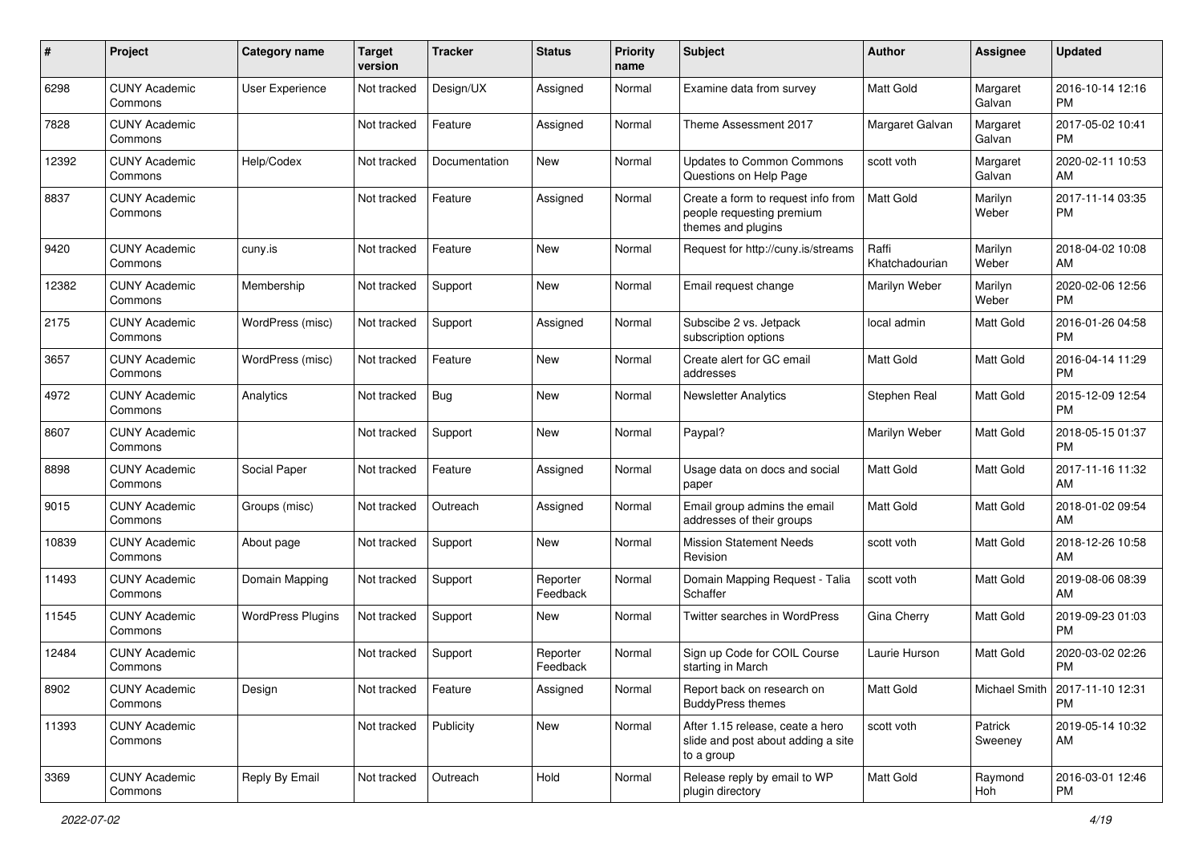| # | Project | Category name | Target version | Tracker | Status | Priority name | Subject | Author | Assignee | Updated |
|---|---|---|---|---|---|---|---|---|---|---|
| 6298 | CUNY Academic Commons | User Experience | Not tracked | Design/UX | Assigned | Normal | Examine data from survey | Matt Gold | Margaret Galvan | 2016-10-14 12:16 PM |
| 7828 | CUNY Academic Commons | | Not tracked | Feature | Assigned | Normal | Theme Assessment 2017 | Margaret Galvan | Margaret Galvan | 2017-05-02 10:41 PM |
| 12392 | CUNY Academic Commons | Help/Codex | Not tracked | Documentation | New | Normal | Updates to Common Commons Questions on Help Page | scott voth | Margaret Galvan | 2020-02-11 10:53 AM |
| 8837 | CUNY Academic Commons | | Not tracked | Feature | Assigned | Normal | Create a form to request info from people requesting premium themes and plugins | Matt Gold | Marilyn Weber | 2017-11-14 03:35 PM |
| 9420 | CUNY Academic Commons | cuny.is | Not tracked | Feature | New | Normal | Request for http://cuny.is/streams | Raffi Khatchadourian | Marilyn Weber | 2018-04-02 10:08 AM |
| 12382 | CUNY Academic Commons | Membership | Not tracked | Support | New | Normal | Email request change | Marilyn Weber | Marilyn Weber | 2020-02-06 12:56 PM |
| 2175 | CUNY Academic Commons | WordPress (misc) | Not tracked | Support | Assigned | Normal | Subscibe 2 vs. Jetpack subscription options | local admin | Matt Gold | 2016-01-26 04:58 PM |
| 3657 | CUNY Academic Commons | WordPress (misc) | Not tracked | Feature | New | Normal | Create alert for GC email addresses | Matt Gold | Matt Gold | 2016-04-14 11:29 PM |
| 4972 | CUNY Academic Commons | Analytics | Not tracked | Bug | New | Normal | Newsletter Analytics | Stephen Real | Matt Gold | 2015-12-09 12:54 PM |
| 8607 | CUNY Academic Commons | | Not tracked | Support | New | Normal | Paypal? | Marilyn Weber | Matt Gold | 2018-05-15 01:37 PM |
| 8898 | CUNY Academic Commons | Social Paper | Not tracked | Feature | Assigned | Normal | Usage data on docs and social paper | Matt Gold | Matt Gold | 2017-11-16 11:32 AM |
| 9015 | CUNY Academic Commons | Groups (misc) | Not tracked | Outreach | Assigned | Normal | Email group admins the email addresses of their groups | Matt Gold | Matt Gold | 2018-01-02 09:54 AM |
| 10839 | CUNY Academic Commons | About page | Not tracked | Support | New | Normal | Mission Statement Needs Revision | scott voth | Matt Gold | 2018-12-26 10:58 AM |
| 11493 | CUNY Academic Commons | Domain Mapping | Not tracked | Support | Reporter Feedback | Normal | Domain Mapping Request - Talia Schaffer | scott voth | Matt Gold | 2019-08-06 08:39 AM |
| 11545 | CUNY Academic Commons | WordPress Plugins | Not tracked | Support | New | Normal | Twitter searches in WordPress | Gina Cherry | Matt Gold | 2019-09-23 01:03 PM |
| 12484 | CUNY Academic Commons | | Not tracked | Support | Reporter Feedback | Normal | Sign up Code for COIL Course starting in March | Laurie Hurson | Matt Gold | 2020-03-02 02:26 PM |
| 8902 | CUNY Academic Commons | Design | Not tracked | Feature | Assigned | Normal | Report back on research on BuddyPress themes | Matt Gold | Michael Smith | 2017-11-10 12:31 PM |
| 11393 | CUNY Academic Commons | | Not tracked | Publicity | New | Normal | After 1.15 release, ceate a hero slide and post about adding a site to a group | scott voth | Patrick Sweeney | 2019-05-14 10:32 AM |
| 3369 | CUNY Academic Commons | Reply By Email | Not tracked | Outreach | Hold | Normal | Release reply by email to WP plugin directory | Matt Gold | Raymond Hoh | 2016-03-01 12:46 PM |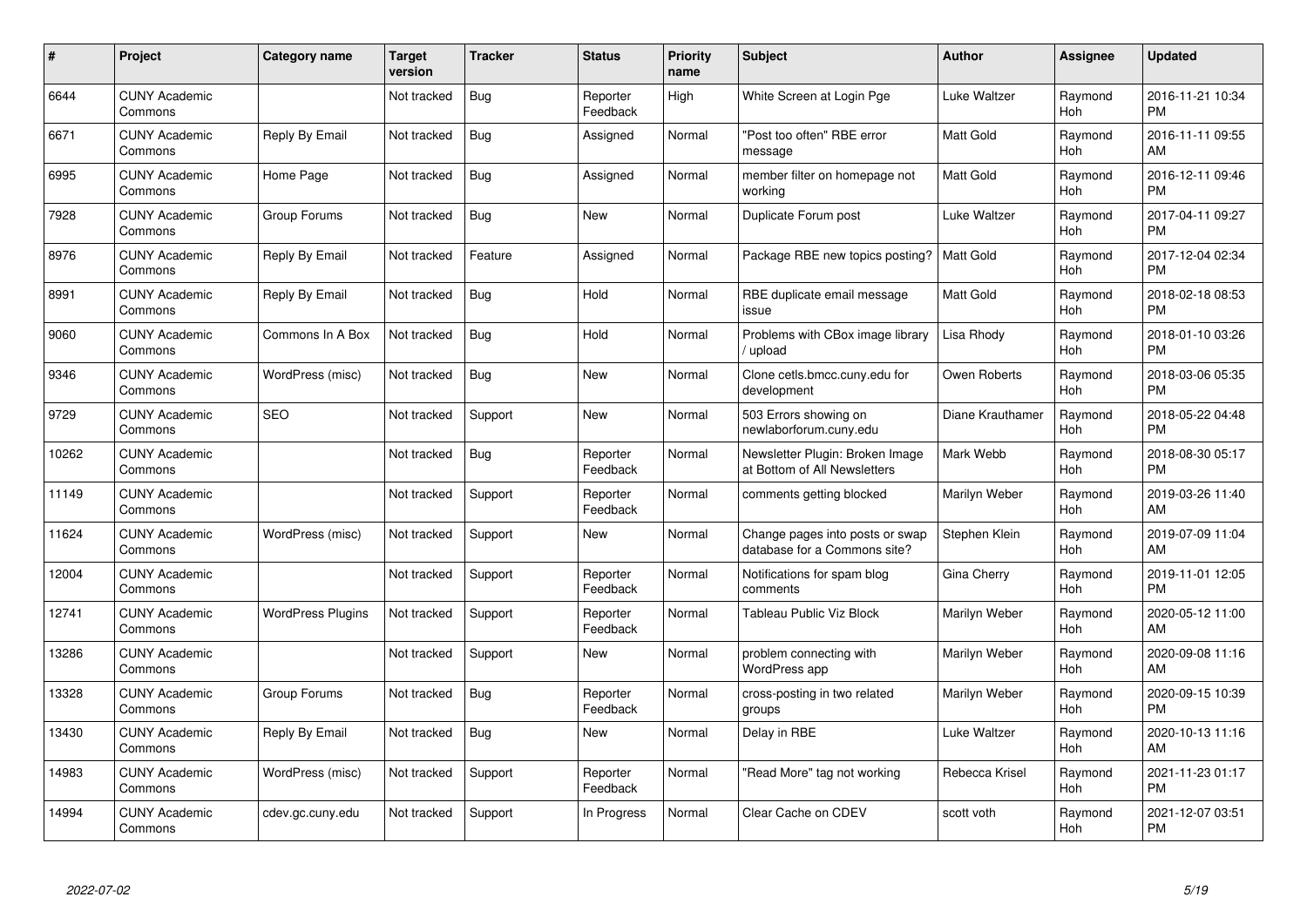| # | Project | Category name | Target version | Tracker | Status | Priority name | Subject | Author | Assignee | Updated |
|---|---|---|---|---|---|---|---|---|---|---|
| 6644 | CUNY Academic Commons | | Not tracked | Bug | Reporter Feedback | High | White Screen at Login Pge | Luke Waltzer | Raymond Hoh | 2016-11-21 10:34 PM |
| 6671 | CUNY Academic Commons | Reply By Email | Not tracked | Bug | Assigned | Normal | "Post too often" RBE error message | Matt Gold | Raymond Hoh | 2016-11-11 09:55 AM |
| 6995 | CUNY Academic Commons | Home Page | Not tracked | Bug | Assigned | Normal | member filter on homepage not working | Matt Gold | Raymond Hoh | 2016-12-11 09:46 PM |
| 7928 | CUNY Academic Commons | Group Forums | Not tracked | Bug | New | Normal | Duplicate Forum post | Luke Waltzer | Raymond Hoh | 2017-04-11 09:27 PM |
| 8976 | CUNY Academic Commons | Reply By Email | Not tracked | Feature | Assigned | Normal | Package RBE new topics posting? | Matt Gold | Raymond Hoh | 2017-12-04 02:34 PM |
| 8991 | CUNY Academic Commons | Reply By Email | Not tracked | Bug | Hold | Normal | RBE duplicate email message issue | Matt Gold | Raymond Hoh | 2018-02-18 08:53 PM |
| 9060 | CUNY Academic Commons | Commons In A Box | Not tracked | Bug | Hold | Normal | Problems with CBox image library / upload | Lisa Rhody | Raymond Hoh | 2018-01-10 03:26 PM |
| 9346 | CUNY Academic Commons | WordPress (misc) | Not tracked | Bug | New | Normal | Clone cetls.bmcc.cuny.edu for development | Owen Roberts | Raymond Hoh | 2018-03-06 05:35 PM |
| 9729 | CUNY Academic Commons | SEO | Not tracked | Support | New | Normal | 503 Errors showing on newlaborforum.cuny.edu | Diane Krauthamer | Raymond Hoh | 2018-05-22 04:48 PM |
| 10262 | CUNY Academic Commons | | Not tracked | Bug | Reporter Feedback | Normal | Newsletter Plugin: Broken Image at Bottom of All Newsletters | Mark Webb | Raymond Hoh | 2018-08-30 05:17 PM |
| 11149 | CUNY Academic Commons | | Not tracked | Support | Reporter Feedback | Normal | comments getting blocked | Marilyn Weber | Raymond Hoh | 2019-03-26 11:40 AM |
| 11624 | CUNY Academic Commons | WordPress (misc) | Not tracked | Support | New | Normal | Change pages into posts or swap database for a Commons site? | Stephen Klein | Raymond Hoh | 2019-07-09 11:04 AM |
| 12004 | CUNY Academic Commons | | Not tracked | Support | Reporter Feedback | Normal | Notifications for spam blog comments | Gina Cherry | Raymond Hoh | 2019-11-01 12:05 PM |
| 12741 | CUNY Academic Commons | WordPress Plugins | Not tracked | Support | Reporter Feedback | Normal | Tableau Public Viz Block | Marilyn Weber | Raymond Hoh | 2020-05-12 11:00 AM |
| 13286 | CUNY Academic Commons | | Not tracked | Support | New | Normal | problem connecting with WordPress app | Marilyn Weber | Raymond Hoh | 2020-09-08 11:16 AM |
| 13328 | CUNY Academic Commons | Group Forums | Not tracked | Bug | Reporter Feedback | Normal | cross-posting in two related groups | Marilyn Weber | Raymond Hoh | 2020-09-15 10:39 PM |
| 13430 | CUNY Academic Commons | Reply By Email | Not tracked | Bug | New | Normal | Delay in RBE | Luke Waltzer | Raymond Hoh | 2020-10-13 11:16 AM |
| 14983 | CUNY Academic Commons | WordPress (misc) | Not tracked | Support | Reporter Feedback | Normal | "Read More" tag not working | Rebecca Krisel | Raymond Hoh | 2021-11-23 01:17 PM |
| 14994 | CUNY Academic Commons | cdev.gc.cuny.edu | Not tracked | Support | In Progress | Normal | Clear Cache on CDEV | scott voth | Raymond Hoh | 2021-12-07 03:51 PM |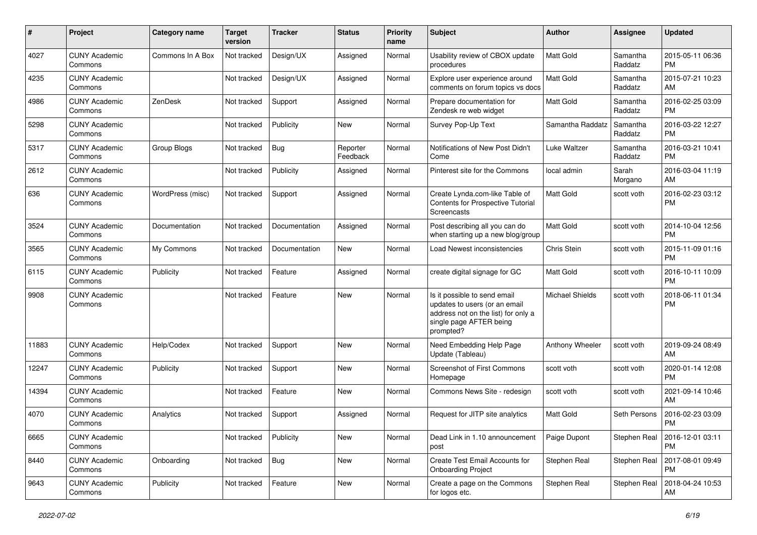| # | Project | Category name | Target version | Tracker | Status | Priority name | Subject | Author | Assignee | Updated |
|---|---|---|---|---|---|---|---|---|---|---|
| 4027 | CUNY Academic Commons | Commons In A Box | Not tracked | Design/UX | Assigned | Normal | Usability review of CBOX update procedures | Matt Gold | Samantha Raddatz | 2015-05-11 06:36 PM |
| 4235 | CUNY Academic Commons | | Not tracked | Design/UX | Assigned | Normal | Explore user experience around comments on forum topics vs docs | Matt Gold | Samantha Raddatz | 2015-07-21 10:23 AM |
| 4986 | CUNY Academic Commons | ZenDesk | Not tracked | Support | Assigned | Normal | Prepare documentation for Zendesk re web widget | Matt Gold | Samantha Raddatz | 2016-02-25 03:09 PM |
| 5298 | CUNY Academic Commons | | Not tracked | Publicity | New | Normal | Survey Pop-Up Text | Samantha Raddatz | Samantha Raddatz | 2016-03-22 12:27 PM |
| 5317 | CUNY Academic Commons | Group Blogs | Not tracked | Bug | Reporter Feedback | Normal | Notifications of New Post Didn't Come | Luke Waltzer | Samantha Raddatz | 2016-03-21 10:41 PM |
| 2612 | CUNY Academic Commons | | Not tracked | Publicity | Assigned | Normal | Pinterest site for the Commons | local admin | Sarah Morgano | 2016-03-04 11:19 AM |
| 636 | CUNY Academic Commons | WordPress (misc) | Not tracked | Support | Assigned | Normal | Create Lynda.com-like Table of Contents for Prospective Tutorial Screencasts | Matt Gold | scott voth | 2016-02-23 03:12 PM |
| 3524 | CUNY Academic Commons | Documentation | Not tracked | Documentation | Assigned | Normal | Post describing all you can do when starting up a new blog/group | Matt Gold | scott voth | 2014-10-04 12:56 PM |
| 3565 | CUNY Academic Commons | My Commons | Not tracked | Documentation | New | Normal | Load Newest inconsistencies | Chris Stein | scott voth | 2015-11-09 01:16 PM |
| 6115 | CUNY Academic Commons | Publicity | Not tracked | Feature | Assigned | Normal | create digital signage for GC | Matt Gold | scott voth | 2016-10-11 10:09 PM |
| 9908 | CUNY Academic Commons | | Not tracked | Feature | New | Normal | Is it possible to send email updates to users (or an email address not on the list) for only a single page AFTER being prompted? | Michael Shields | scott voth | 2018-06-11 01:34 PM |
| 11883 | CUNY Academic Commons | Help/Codex | Not tracked | Support | New | Normal | Need Embedding Help Page Update (Tableau) | Anthony Wheeler | scott voth | 2019-09-24 08:49 AM |
| 12247 | CUNY Academic Commons | Publicity | Not tracked | Support | New | Normal | Screenshot of First Commons Homepage | scott voth | scott voth | 2020-01-14 12:08 PM |
| 14394 | CUNY Academic Commons | | Not tracked | Feature | New | Normal | Commons News Site - redesign | scott voth | scott voth | 2021-09-14 10:46 AM |
| 4070 | CUNY Academic Commons | Analytics | Not tracked | Support | Assigned | Normal | Request for JITP site analytics | Matt Gold | Seth Persons | 2016-02-23 03:09 PM |
| 6665 | CUNY Academic Commons | | Not tracked | Publicity | New | Normal | Dead Link in 1.10 announcement post | Paige Dupont | Stephen Real | 2016-12-01 03:11 PM |
| 8440 | CUNY Academic Commons | Onboarding | Not tracked | Bug | New | Normal | Create Test Email Accounts for Onboarding Project | Stephen Real | Stephen Real | 2017-08-01 09:49 PM |
| 9643 | CUNY Academic Commons | Publicity | Not tracked | Feature | New | Normal | Create a page on the Commons for logos etc. | Stephen Real | Stephen Real | 2018-04-24 10:53 AM |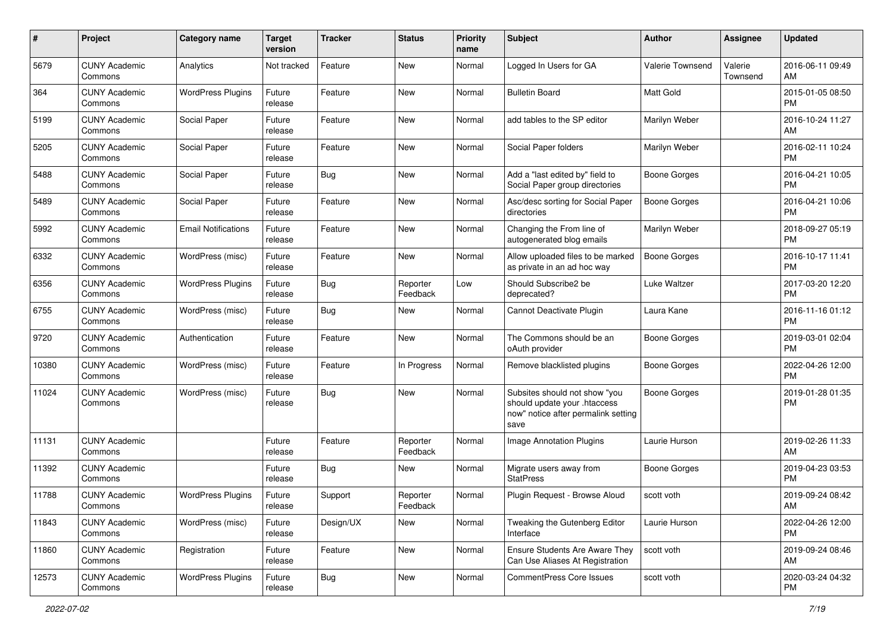| # | Project | Category name | Target version | Tracker | Status | Priority name | Subject | Author | Assignee | Updated |
|---|---|---|---|---|---|---|---|---|---|---|
| 5679 | CUNY Academic Commons | Analytics | Not tracked | Feature | New | Normal | Logged In Users for GA | Valerie Townsend | Valerie Townsend | 2016-06-11 09:49 AM |
| 364 | CUNY Academic Commons | WordPress Plugins | Future release | Feature | New | Normal | Bulletin Board | Matt Gold | | 2015-01-05 08:50 PM |
| 5199 | CUNY Academic Commons | Social Paper | Future release | Feature | New | Normal | add tables to the SP editor | Marilyn Weber | | 2016-10-24 11:27 AM |
| 5205 | CUNY Academic Commons | Social Paper | Future release | Feature | New | Normal | Social Paper folders | Marilyn Weber | | 2016-02-11 10:24 PM |
| 5488 | CUNY Academic Commons | Social Paper | Future release | Bug | New | Normal | Add a "last edited by" field to Social Paper group directories | Boone Gorges | | 2016-04-21 10:05 PM |
| 5489 | CUNY Academic Commons | Social Paper | Future release | Feature | New | Normal | Asc/desc sorting for Social Paper directories | Boone Gorges | | 2016-04-21 10:06 PM |
| 5992 | CUNY Academic Commons | Email Notifications | Future release | Feature | New | Normal | Changing the From line of autogenerated blog emails | Marilyn Weber | | 2018-09-27 05:19 PM |
| 6332 | CUNY Academic Commons | WordPress (misc) | Future release | Feature | New | Normal | Allow uploaded files to be marked as private in an ad hoc way | Boone Gorges | | 2016-10-17 11:41 PM |
| 6356 | CUNY Academic Commons | WordPress Plugins | Future release | Bug | Reporter Feedback | Low | Should Subscribe2 be deprecated? | Luke Waltzer | | 2017-03-20 12:20 PM |
| 6755 | CUNY Academic Commons | WordPress (misc) | Future release | Bug | New | Normal | Cannot Deactivate Plugin | Laura Kane | | 2016-11-16 01:12 PM |
| 9720 | CUNY Academic Commons | Authentication | Future release | Feature | New | Normal | The Commons should be an oAuth provider | Boone Gorges | | 2019-03-01 02:04 PM |
| 10380 | CUNY Academic Commons | WordPress (misc) | Future release | Feature | In Progress | Normal | Remove blacklisted plugins | Boone Gorges | | 2022-04-26 12:00 PM |
| 11024 | CUNY Academic Commons | WordPress (misc) | Future release | Bug | New | Normal | Subsites should not show "you should update your .htaccess now" notice after permalink setting save | Boone Gorges | | 2019-01-28 01:35 PM |
| 11131 | CUNY Academic Commons | | Future release | Feature | Reporter Feedback | Normal | Image Annotation Plugins | Laurie Hurson | | 2019-02-26 11:33 AM |
| 11392 | CUNY Academic Commons | | Future release | Bug | New | Normal | Migrate users away from StatPress | Boone Gorges | | 2019-04-23 03:53 PM |
| 11788 | CUNY Academic Commons | WordPress Plugins | Future release | Support | Reporter Feedback | Normal | Plugin Request - Browse Aloud | scott voth | | 2019-09-24 08:42 AM |
| 11843 | CUNY Academic Commons | WordPress (misc) | Future release | Design/UX | New | Normal | Tweaking the Gutenberg Editor Interface | Laurie Hurson | | 2022-04-26 12:00 PM |
| 11860 | CUNY Academic Commons | Registration | Future release | Feature | New | Normal | Ensure Students Are Aware They Can Use Aliases At Registration | scott voth | | 2019-09-24 08:46 AM |
| 12573 | CUNY Academic Commons | WordPress Plugins | Future release | Bug | New | Normal | CommentPress Core Issues | scott voth | | 2020-03-24 04:32 PM |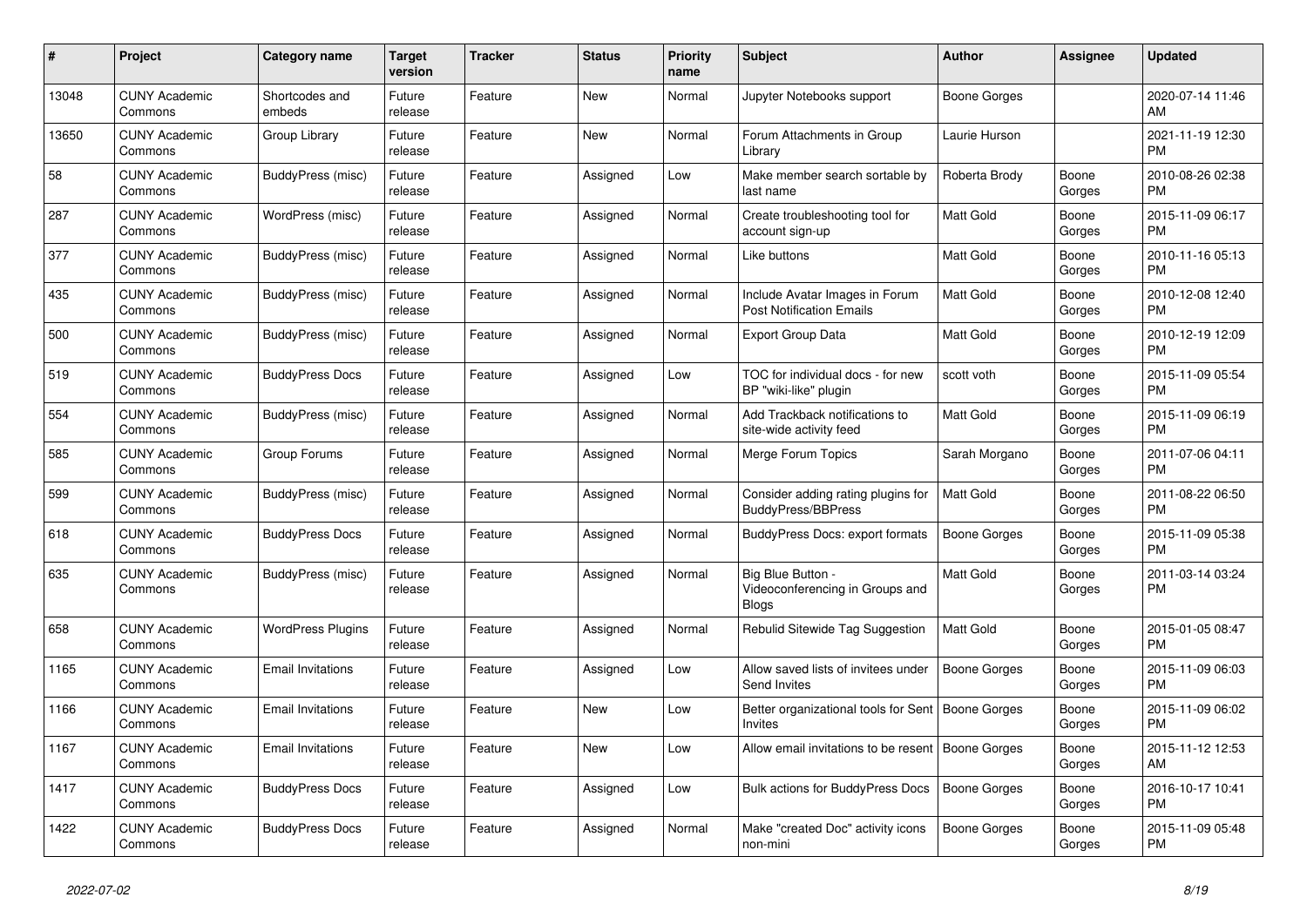| # | Project | Category name | Target version | Tracker | Status | Priority name | Subject | Author | Assignee | Updated |
|---|---|---|---|---|---|---|---|---|---|---|
| 13048 | CUNY Academic Commons | Shortcodes and embeds | Future release | Feature | New | Normal | Jupyter Notebooks support | Boone Gorges | | 2020-07-14 11:46 AM |
| 13650 | CUNY Academic Commons | Group Library | Future release | Feature | New | Normal | Forum Attachments in Group Library | Laurie Hurson | | 2021-11-19 12:30 PM |
| 58 | CUNY Academic Commons | BuddyPress (misc) | Future release | Feature | Assigned | Low | Make member search sortable by last name | Roberta Brody | Boone Gorges | 2010-08-26 02:38 PM |
| 287 | CUNY Academic Commons | WordPress (misc) | Future release | Feature | Assigned | Normal | Create troubleshooting tool for account sign-up | Matt Gold | Boone Gorges | 2015-11-09 06:17 PM |
| 377 | CUNY Academic Commons | BuddyPress (misc) | Future release | Feature | Assigned | Normal | Like buttons | Matt Gold | Boone Gorges | 2010-11-16 05:13 PM |
| 435 | CUNY Academic Commons | BuddyPress (misc) | Future release | Feature | Assigned | Normal | Include Avatar Images in Forum Post Notification Emails | Matt Gold | Boone Gorges | 2010-12-08 12:40 PM |
| 500 | CUNY Academic Commons | BuddyPress (misc) | Future release | Feature | Assigned | Normal | Export Group Data | Matt Gold | Boone Gorges | 2010-12-19 12:09 PM |
| 519 | CUNY Academic Commons | BuddyPress Docs | Future release | Feature | Assigned | Low | TOC for individual docs - for new BP "wiki-like" plugin | scott voth | Boone Gorges | 2015-11-09 05:54 PM |
| 554 | CUNY Academic Commons | BuddyPress (misc) | Future release | Feature | Assigned | Normal | Add Trackback notifications to site-wide activity feed | Matt Gold | Boone Gorges | 2015-11-09 06:19 PM |
| 585 | CUNY Academic Commons | Group Forums | Future release | Feature | Assigned | Normal | Merge Forum Topics | Sarah Morgano | Boone Gorges | 2011-07-06 04:11 PM |
| 599 | CUNY Academic Commons | BuddyPress (misc) | Future release | Feature | Assigned | Normal | Consider adding rating plugins for BuddyPress/BBPress | Matt Gold | Boone Gorges | 2011-08-22 06:50 PM |
| 618 | CUNY Academic Commons | BuddyPress Docs | Future release | Feature | Assigned | Normal | BuddyPress Docs: export formats | Boone Gorges | Boone Gorges | 2015-11-09 05:38 PM |
| 635 | CUNY Academic Commons | BuddyPress (misc) | Future release | Feature | Assigned | Normal | Big Blue Button - Videoconferencing in Groups and Blogs | Matt Gold | Boone Gorges | 2011-03-14 03:24 PM |
| 658 | CUNY Academic Commons | WordPress Plugins | Future release | Feature | Assigned | Normal | Rebulid Sitewide Tag Suggestion | Matt Gold | Boone Gorges | 2015-01-05 08:47 PM |
| 1165 | CUNY Academic Commons | Email Invitations | Future release | Feature | Assigned | Low | Allow saved lists of invitees under Send Invites | Boone Gorges | Boone Gorges | 2015-11-09 06:03 PM |
| 1166 | CUNY Academic Commons | Email Invitations | Future release | Feature | New | Low | Better organizational tools for Sent Invites | Boone Gorges | Boone Gorges | 2015-11-09 06:02 PM |
| 1167 | CUNY Academic Commons | Email Invitations | Future release | Feature | New | Low | Allow email invitations to be resent | Boone Gorges | Boone Gorges | 2015-11-12 12:53 AM |
| 1417 | CUNY Academic Commons | BuddyPress Docs | Future release | Feature | Assigned | Low | Bulk actions for BuddyPress Docs | Boone Gorges | Boone Gorges | 2016-10-17 10:41 PM |
| 1422 | CUNY Academic Commons | BuddyPress Docs | Future release | Feature | Assigned | Normal | Make "created Doc" activity icons non-mini | Boone Gorges | Boone Gorges | 2015-11-09 05:48 PM |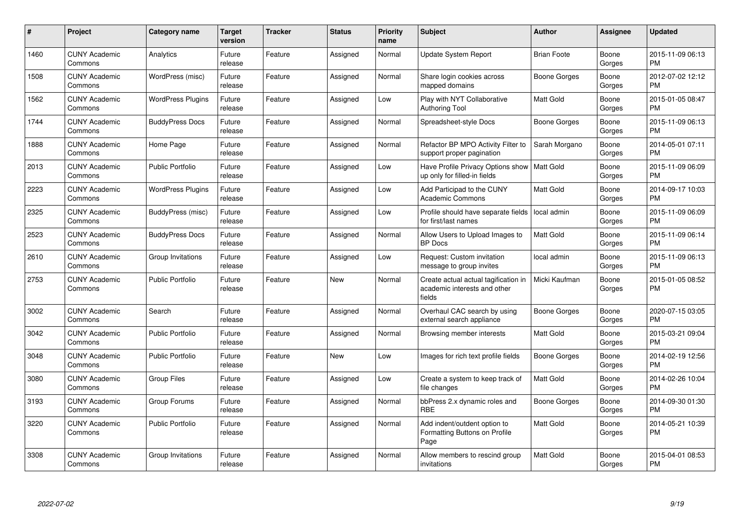| # | Project | Category name | Target version | Tracker | Status | Priority name | Subject | Author | Assignee | Updated |
|---|---|---|---|---|---|---|---|---|---|---|
| 1460 | CUNY Academic Commons | Analytics | Future release | Feature | Assigned | Normal | Update System Report | Brian Foote | Boone Gorges | 2015-11-09 06:13 PM |
| 1508 | CUNY Academic Commons | WordPress (misc) | Future release | Feature | Assigned | Normal | Share login cookies across mapped domains | Boone Gorges | Boone Gorges | 2012-07-02 12:12 PM |
| 1562 | CUNY Academic Commons | WordPress Plugins | Future release | Feature | Assigned | Low | Play with NYT Collaborative Authoring Tool | Matt Gold | Boone Gorges | 2015-01-05 08:47 PM |
| 1744 | CUNY Academic Commons | BuddyPress Docs | Future release | Feature | Assigned | Normal | Spreadsheet-style Docs | Boone Gorges | Boone Gorges | 2015-11-09 06:13 PM |
| 1888 | CUNY Academic Commons | Home Page | Future release | Feature | Assigned | Normal | Refactor BP MPO Activity Filter to support proper pagination | Sarah Morgano | Boone Gorges | 2014-05-01 07:11 PM |
| 2013 | CUNY Academic Commons | Public Portfolio | Future release | Feature | Assigned | Low | Have Profile Privacy Options show up only for filled-in fields | Matt Gold | Boone Gorges | 2015-11-09 06:09 PM |
| 2223 | CUNY Academic Commons | WordPress Plugins | Future release | Feature | Assigned | Low | Add Participad to the CUNY Academic Commons | Matt Gold | Boone Gorges | 2014-09-17 10:03 PM |
| 2325 | CUNY Academic Commons | BuddyPress (misc) | Future release | Feature | Assigned | Low | Profile should have separate fields for first/last names | local admin | Boone Gorges | 2015-11-09 06:09 PM |
| 2523 | CUNY Academic Commons | BuddyPress Docs | Future release | Feature | Assigned | Normal | Allow Users to Upload Images to BP Docs | Matt Gold | Boone Gorges | 2015-11-09 06:14 PM |
| 2610 | CUNY Academic Commons | Group Invitations | Future release | Feature | Assigned | Low | Request: Custom invitation message to group invites | local admin | Boone Gorges | 2015-11-09 06:13 PM |
| 2753 | CUNY Academic Commons | Public Portfolio | Future release | Feature | New | Normal | Create actual actual tagification in academic interests and other fields | Micki Kaufman | Boone Gorges | 2015-01-05 08:52 PM |
| 3002 | CUNY Academic Commons | Search | Future release | Feature | Assigned | Normal | Overhaul CAC search by using external search appliance | Boone Gorges | Boone Gorges | 2020-07-15 03:05 PM |
| 3042 | CUNY Academic Commons | Public Portfolio | Future release | Feature | Assigned | Normal | Browsing member interests | Matt Gold | Boone Gorges | 2015-03-21 09:04 PM |
| 3048 | CUNY Academic Commons | Public Portfolio | Future release | Feature | New | Low | Images for rich text profile fields | Boone Gorges | Boone Gorges | 2014-02-19 12:56 PM |
| 3080 | CUNY Academic Commons | Group Files | Future release | Feature | Assigned | Low | Create a system to keep track of file changes | Matt Gold | Boone Gorges | 2014-02-26 10:04 PM |
| 3193 | CUNY Academic Commons | Group Forums | Future release | Feature | Assigned | Normal | bbPress 2.x dynamic roles and RBE | Boone Gorges | Boone Gorges | 2014-09-30 01:30 PM |
| 3220 | CUNY Academic Commons | Public Portfolio | Future release | Feature | Assigned | Normal | Add indent/outdent option to Formatting Buttons on Profile Page | Matt Gold | Boone Gorges | 2014-05-21 10:39 PM |
| 3308 | CUNY Academic Commons | Group Invitations | Future release | Feature | Assigned | Normal | Allow members to rescind group invitations | Matt Gold | Boone Gorges | 2015-04-01 08:53 PM |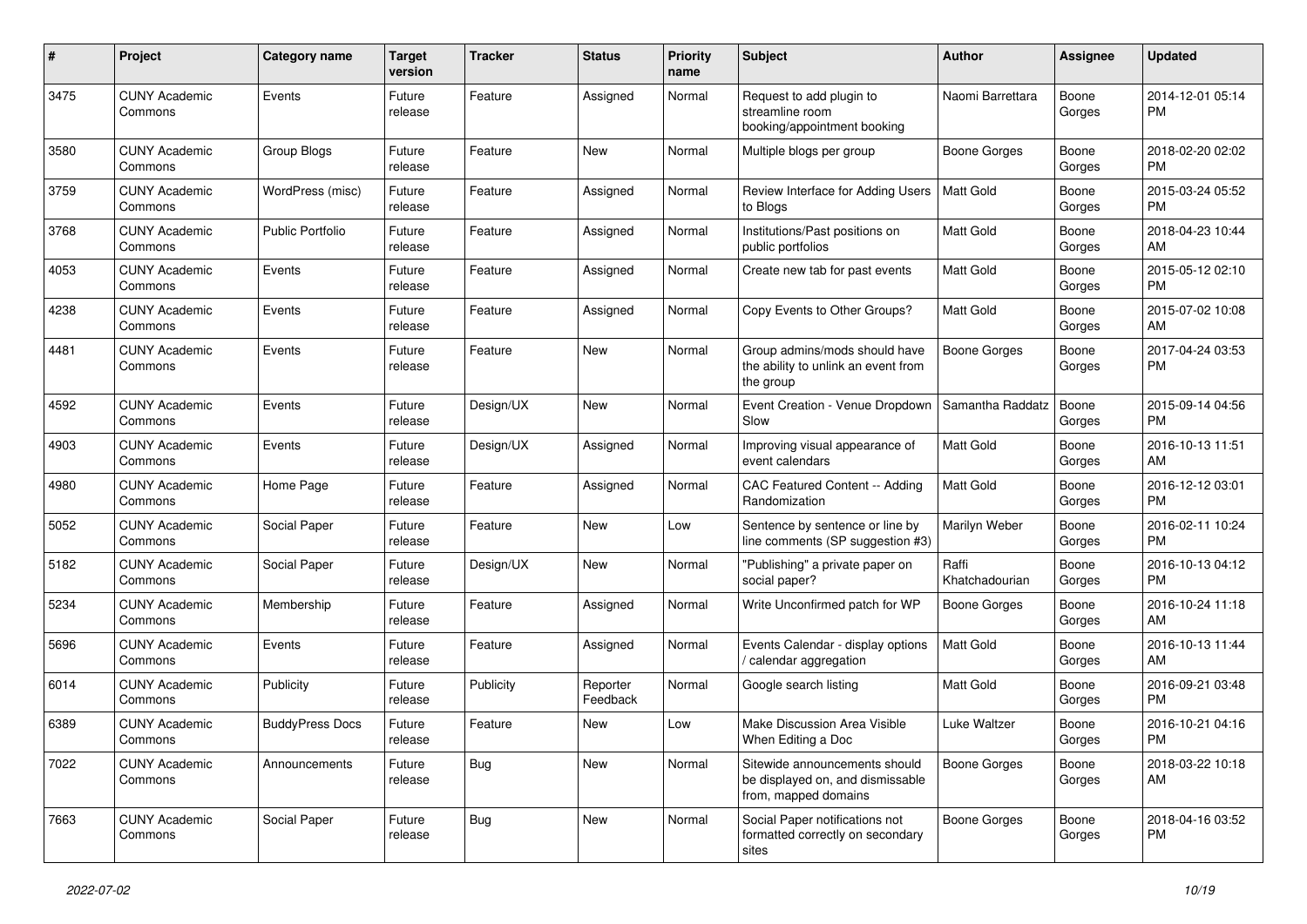| # | Project | Category name | Target version | Tracker | Status | Priority name | Subject | Author | Assignee | Updated |
|---|---|---|---|---|---|---|---|---|---|---|
| 3475 | CUNY Academic Commons | Events | Future release | Feature | Assigned | Normal | Request to add plugin to streamline room booking/appointment booking | Naomi Barrettara | Boone Gorges | 2014-12-01 05:14 PM |
| 3580 | CUNY Academic Commons | Group Blogs | Future release | Feature | New | Normal | Multiple blogs per group | Boone Gorges | Boone Gorges | 2018-02-20 02:02 PM |
| 3759 | CUNY Academic Commons | WordPress (misc) | Future release | Feature | Assigned | Normal | Review Interface for Adding Users to Blogs | Matt Gold | Boone Gorges | 2015-03-24 05:52 PM |
| 3768 | CUNY Academic Commons | Public Portfolio | Future release | Feature | Assigned | Normal | Institutions/Past positions on public portfolios | Matt Gold | Boone Gorges | 2018-04-23 10:44 AM |
| 4053 | CUNY Academic Commons | Events | Future release | Feature | Assigned | Normal | Create new tab for past events | Matt Gold | Boone Gorges | 2015-05-12 02:10 PM |
| 4238 | CUNY Academic Commons | Events | Future release | Feature | Assigned | Normal | Copy Events to Other Groups? | Matt Gold | Boone Gorges | 2015-07-02 10:08 AM |
| 4481 | CUNY Academic Commons | Events | Future release | Feature | New | Normal | Group admins/mods should have the ability to unlink an event from the group | Boone Gorges | Boone Gorges | 2017-04-24 03:53 PM |
| 4592 | CUNY Academic Commons | Events | Future release | Design/UX | New | Normal | Event Creation - Venue Dropdown Slow | Samantha Raddatz | Boone Gorges | 2015-09-14 04:56 PM |
| 4903 | CUNY Academic Commons | Events | Future release | Design/UX | Assigned | Normal | Improving visual appearance of event calendars | Matt Gold | Boone Gorges | 2016-10-13 11:51 AM |
| 4980 | CUNY Academic Commons | Home Page | Future release | Feature | Assigned | Normal | CAC Featured Content -- Adding Randomization | Matt Gold | Boone Gorges | 2016-12-12 03:01 PM |
| 5052 | CUNY Academic Commons | Social Paper | Future release | Feature | New | Low | Sentence by sentence or line by line comments (SP suggestion #3) | Marilyn Weber | Boone Gorges | 2016-02-11 10:24 PM |
| 5182 | CUNY Academic Commons | Social Paper | Future release | Design/UX | New | Normal | "Publishing" a private paper on social paper? | Raffi Khatchadourian | Boone Gorges | 2016-10-13 04:12 PM |
| 5234 | CUNY Academic Commons | Membership | Future release | Feature | Assigned | Normal | Write Unconfirmed patch for WP | Boone Gorges | Boone Gorges | 2016-10-24 11:18 AM |
| 5696 | CUNY Academic Commons | Events | Future release | Feature | Assigned | Normal | Events Calendar - display options / calendar aggregation | Matt Gold | Boone Gorges | 2016-10-13 11:44 AM |
| 6014 | CUNY Academic Commons | Publicity | Future release | Publicity | Reporter Feedback | Normal | Google search listing | Matt Gold | Boone Gorges | 2016-09-21 03:48 PM |
| 6389 | CUNY Academic Commons | BuddyPress Docs | Future release | Feature | New | Low | Make Discussion Area Visible When Editing a Doc | Luke Waltzer | Boone Gorges | 2016-10-21 04:16 PM |
| 7022 | CUNY Academic Commons | Announcements | Future release | Bug | New | Normal | Sitewide announcements should be displayed on, and dismissable from, mapped domains | Boone Gorges | Boone Gorges | 2018-03-22 10:18 AM |
| 7663 | CUNY Academic Commons | Social Paper | Future release | Bug | New | Normal | Social Paper notifications not formatted correctly on secondary sites | Boone Gorges | Boone Gorges | 2018-04-16 03:52 PM |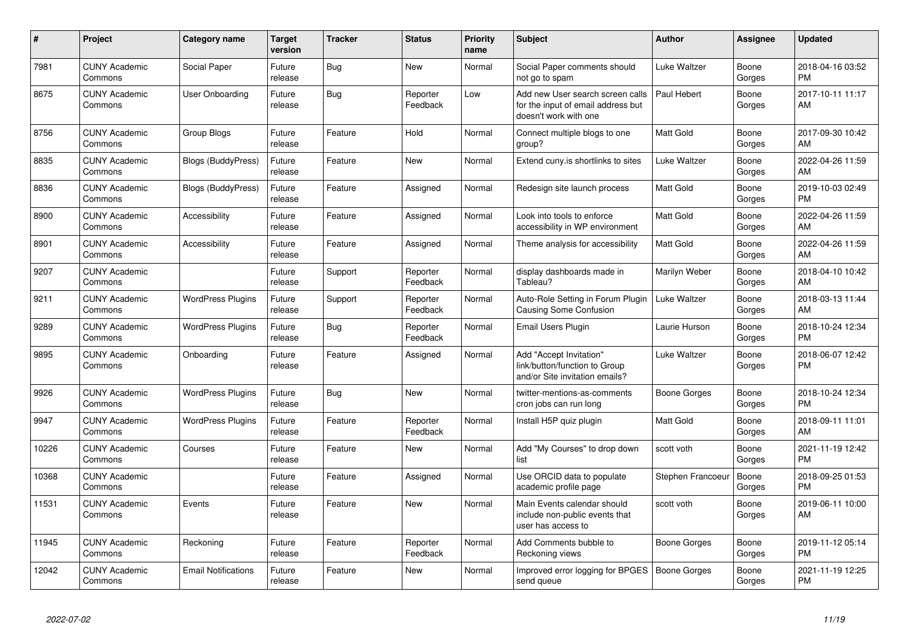| # | Project | Category name | Target version | Tracker | Status | Priority name | Subject | Author | Assignee | Updated |
|---|---|---|---|---|---|---|---|---|---|---|
| 7981 | CUNY Academic Commons | Social Paper | Future release | Bug | New | Normal | Social Paper comments should not go to spam | Luke Waltzer | Boone Gorges | 2018-04-16 03:52 PM |
| 8675 | CUNY Academic Commons | User Onboarding | Future release | Bug | Reporter Feedback | Low | Add new User search screen calls for the input of email address but doesn't work with one | Paul Hebert | Boone Gorges | 2017-10-11 11:17 AM |
| 8756 | CUNY Academic Commons | Group Blogs | Future release | Feature | Hold | Normal | Connect multiple blogs to one group? | Matt Gold | Boone Gorges | 2017-09-30 10:42 AM |
| 8835 | CUNY Academic Commons | Blogs (BuddyPress) | Future release | Feature | New | Normal | Extend cuny.is shortlinks to sites | Luke Waltzer | Boone Gorges | 2022-04-26 11:59 AM |
| 8836 | CUNY Academic Commons | Blogs (BuddyPress) | Future release | Feature | Assigned | Normal | Redesign site launch process | Matt Gold | Boone Gorges | 2019-10-03 02:49 PM |
| 8900 | CUNY Academic Commons | Accessibility | Future release | Feature | Assigned | Normal | Look into tools to enforce accessibility in WP environment | Matt Gold | Boone Gorges | 2022-04-26 11:59 AM |
| 8901 | CUNY Academic Commons | Accessibility | Future release | Feature | Assigned | Normal | Theme analysis for accessibility | Matt Gold | Boone Gorges | 2022-04-26 11:59 AM |
| 9207 | CUNY Academic Commons | | Future release | Support | Reporter Feedback | Normal | display dashboards made in Tableau? | Marilyn Weber | Boone Gorges | 2018-04-10 10:42 AM |
| 9211 | CUNY Academic Commons | WordPress Plugins | Future release | Support | Reporter Feedback | Normal | Auto-Role Setting in Forum Plugin Causing Some Confusion | Luke Waltzer | Boone Gorges | 2018-03-13 11:44 AM |
| 9289 | CUNY Academic Commons | WordPress Plugins | Future release | Bug | Reporter Feedback | Normal | Email Users Plugin | Laurie Hurson | Boone Gorges | 2018-10-24 12:34 PM |
| 9895 | CUNY Academic Commons | Onboarding | Future release | Feature | Assigned | Normal | Add "Accept Invitation" link/button/function to Group and/or Site invitation emails? | Luke Waltzer | Boone Gorges | 2018-06-07 12:42 PM |
| 9926 | CUNY Academic Commons | WordPress Plugins | Future release | Bug | New | Normal | twitter-mentions-as-comments cron jobs can run long | Boone Gorges | Boone Gorges | 2018-10-24 12:34 PM |
| 9947 | CUNY Academic Commons | WordPress Plugins | Future release | Feature | Reporter Feedback | Normal | Install H5P quiz plugin | Matt Gold | Boone Gorges | 2018-09-11 11:01 AM |
| 10226 | CUNY Academic Commons | Courses | Future release | Feature | New | Normal | Add "My Courses" to drop down list | scott voth | Boone Gorges | 2021-11-19 12:42 PM |
| 10368 | CUNY Academic Commons | | Future release | Feature | Assigned | Normal | Use ORCID data to populate academic profile page | Stephen Francoeur | Boone Gorges | 2018-09-25 01:53 PM |
| 11531 | CUNY Academic Commons | Events | Future release | Feature | New | Normal | Main Events calendar should include non-public events that user has access to | scott voth | Boone Gorges | 2019-06-11 10:00 AM |
| 11945 | CUNY Academic Commons | Reckoning | Future release | Feature | Reporter Feedback | Normal | Add Comments bubble to Reckoning views | Boone Gorges | Boone Gorges | 2019-11-12 05:14 PM |
| 12042 | CUNY Academic Commons | Email Notifications | Future release | Feature | New | Normal | Improved error logging for BPGES send queue | Boone Gorges | Boone Gorges | 2021-11-19 12:25 PM |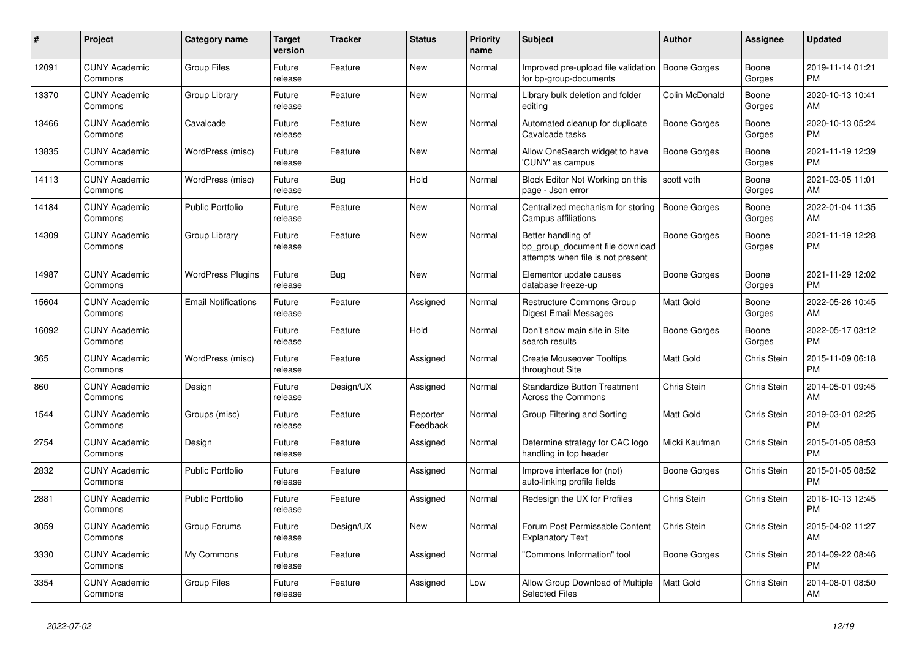| # | Project | Category name | Target version | Tracker | Status | Priority name | Subject | Author | Assignee | Updated |
|---|---|---|---|---|---|---|---|---|---|---|
| 12091 | CUNY Academic Commons | Group Files | Future release | Feature | New | Normal | Improved pre-upload file validation for bp-group-documents | Boone Gorges | Boone Gorges | 2019-11-14 01:21 PM |
| 13370 | CUNY Academic Commons | Group Library | Future release | Feature | New | Normal | Library bulk deletion and folder editing | Colin McDonald | Boone Gorges | 2020-10-13 10:41 AM |
| 13466 | CUNY Academic Commons | Cavalcade | Future release | Feature | New | Normal | Automated cleanup for duplicate Cavalcade tasks | Boone Gorges | Boone Gorges | 2020-10-13 05:24 PM |
| 13835 | CUNY Academic Commons | WordPress (misc) | Future release | Feature | New | Normal | Allow OneSearch widget to have 'CUNY' as campus | Boone Gorges | Boone Gorges | 2021-11-19 12:39 PM |
| 14113 | CUNY Academic Commons | WordPress (misc) | Future release | Bug | Hold | Normal | Block Editor Not Working on this page - Json error | scott voth | Boone Gorges | 2021-03-05 11:01 AM |
| 14184 | CUNY Academic Commons | Public Portfolio | Future release | Feature | New | Normal | Centralized mechanism for storing Campus affiliations | Boone Gorges | Boone Gorges | 2022-01-04 11:35 AM |
| 14309 | CUNY Academic Commons | Group Library | Future release | Feature | New | Normal | Better handling of bp_group_document file download attempts when file is not present | Boone Gorges | Boone Gorges | 2021-11-19 12:28 PM |
| 14987 | CUNY Academic Commons | WordPress Plugins | Future release | Bug | New | Normal | Elementor update causes database freeze-up | Boone Gorges | Boone Gorges | 2021-11-29 12:02 PM |
| 15604 | CUNY Academic Commons | Email Notifications | Future release | Feature | Assigned | Normal | Restructure Commons Group Digest Email Messages | Matt Gold | Boone Gorges | 2022-05-26 10:45 AM |
| 16092 | CUNY Academic Commons | | Future release | Feature | Hold | Normal | Don't show main site in Site search results | Boone Gorges | Boone Gorges | 2022-05-17 03:12 PM |
| 365 | CUNY Academic Commons | WordPress (misc) | Future release | Feature | Assigned | Normal | Create Mouseover Tooltips throughout Site | Matt Gold | Chris Stein | 2015-11-09 06:18 PM |
| 860 | CUNY Academic Commons | Design | Future release | Design/UX | Assigned | Normal | Standardize Button Treatment Across the Commons | Chris Stein | Chris Stein | 2014-05-01 09:45 AM |
| 1544 | CUNY Academic Commons | Groups (misc) | Future release | Feature | Reporter Feedback | Normal | Group Filtering and Sorting | Matt Gold | Chris Stein | 2019-03-01 02:25 PM |
| 2754 | CUNY Academic Commons | Design | Future release | Feature | Assigned | Normal | Determine strategy for CAC logo handling in top header | Micki Kaufman | Chris Stein | 2015-01-05 08:53 PM |
| 2832 | CUNY Academic Commons | Public Portfolio | Future release | Feature | Assigned | Normal | Improve interface for (not) auto-linking profile fields | Boone Gorges | Chris Stein | 2015-01-05 08:52 PM |
| 2881 | CUNY Academic Commons | Public Portfolio | Future release | Feature | Assigned | Normal | Redesign the UX for Profiles | Chris Stein | Chris Stein | 2016-10-13 12:45 PM |
| 3059 | CUNY Academic Commons | Group Forums | Future release | Design/UX | New | Normal | Forum Post Permissable Content Explanatory Text | Chris Stein | Chris Stein | 2015-04-02 11:27 AM |
| 3330 | CUNY Academic Commons | My Commons | Future release | Feature | Assigned | Normal | "Commons Information" tool | Boone Gorges | Chris Stein | 2014-09-22 08:46 PM |
| 3354 | CUNY Academic Commons | Group Files | Future release | Feature | Assigned | Low | Allow Group Download of Multiple Selected Files | Matt Gold | Chris Stein | 2014-08-01 08:50 AM |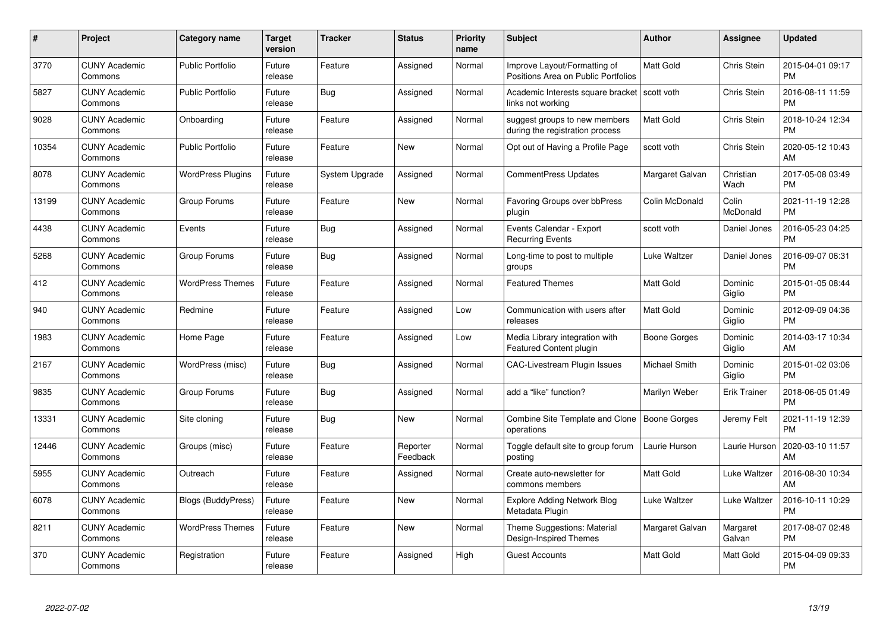| # | Project | Category name | Target version | Tracker | Status | Priority name | Subject | Author | Assignee | Updated |
|---|---|---|---|---|---|---|---|---|---|---|
| 3770 | CUNY Academic Commons | Public Portfolio | Future release | Feature | Assigned | Normal | Improve Layout/Formatting of Positions Area on Public Portfolios | Matt Gold | Chris Stein | 2015-04-01 09:17 PM |
| 5827 | CUNY Academic Commons | Public Portfolio | Future release | Bug | Assigned | Normal | Academic Interests square bracket links not working | scott voth | Chris Stein | 2016-08-11 11:59 PM |
| 9028 | CUNY Academic Commons | Onboarding | Future release | Feature | Assigned | Normal | suggest groups to new members during the registration process | Matt Gold | Chris Stein | 2018-10-24 12:34 PM |
| 10354 | CUNY Academic Commons | Public Portfolio | Future release | Feature | New | Normal | Opt out of Having a Profile Page | scott voth | Chris Stein | 2020-05-12 10:43 AM |
| 8078 | CUNY Academic Commons | WordPress Plugins | Future release | System Upgrade | Assigned | Normal | CommentPress Updates | Margaret Galvan | Christian Wach | 2017-05-08 03:49 PM |
| 13199 | CUNY Academic Commons | Group Forums | Future release | Feature | New | Normal | Favoring Groups over bbPress plugin | Colin McDonald | Colin McDonald | 2021-11-19 12:28 PM |
| 4438 | CUNY Academic Commons | Events | Future release | Bug | Assigned | Normal | Events Calendar - Export Recurring Events | scott voth | Daniel Jones | 2016-05-23 04:25 PM |
| 5268 | CUNY Academic Commons | Group Forums | Future release | Bug | Assigned | Normal | Long-time to post to multiple groups | Luke Waltzer | Daniel Jones | 2016-09-07 06:31 PM |
| 412 | CUNY Academic Commons | WordPress Themes | Future release | Feature | Assigned | Normal | Featured Themes | Matt Gold | Dominic Giglio | 2015-01-05 08:44 PM |
| 940 | CUNY Academic Commons | Redmine | Future release | Feature | Assigned | Low | Communication with users after releases | Matt Gold | Dominic Giglio | 2012-09-09 04:36 PM |
| 1983 | CUNY Academic Commons | Home Page | Future release | Feature | Assigned | Low | Media Library integration with Featured Content plugin | Boone Gorges | Dominic Giglio | 2014-03-17 10:34 AM |
| 2167 | CUNY Academic Commons | WordPress (misc) | Future release | Bug | Assigned | Normal | CAC-Livestream Plugin Issues | Michael Smith | Dominic Giglio | 2015-01-02 03:06 PM |
| 9835 | CUNY Academic Commons | Group Forums | Future release | Bug | Assigned | Normal | add a "like" function? | Marilyn Weber | Erik Trainer | 2018-06-05 01:49 PM |
| 13331 | CUNY Academic Commons | Site cloning | Future release | Bug | New | Normal | Combine Site Template and Clone operations | Boone Gorges | Jeremy Felt | 2021-11-19 12:39 PM |
| 12446 | CUNY Academic Commons | Groups (misc) | Future release | Feature | Reporter Feedback | Normal | Toggle default site to group forum posting | Laurie Hurson | Laurie Hurson | 2020-03-10 11:57 AM |
| 5955 | CUNY Academic Commons | Outreach | Future release | Feature | Assigned | Normal | Create auto-newsletter for commons members | Matt Gold | Luke Waltzer | 2016-08-30 10:34 AM |
| 6078 | CUNY Academic Commons | Blogs (BuddyPress) | Future release | Feature | New | Normal | Explore Adding Network Blog Metadata Plugin | Luke Waltzer | Luke Waltzer | 2016-10-11 10:29 PM |
| 8211 | CUNY Academic Commons | WordPress Themes | Future release | Feature | New | Normal | Theme Suggestions: Material Design-Inspired Themes | Margaret Galvan | Margaret Galvan | 2017-08-07 02:48 PM |
| 370 | CUNY Academic Commons | Registration | Future release | Feature | Assigned | High | Guest Accounts | Matt Gold | Matt Gold | 2015-04-09 09:33 PM |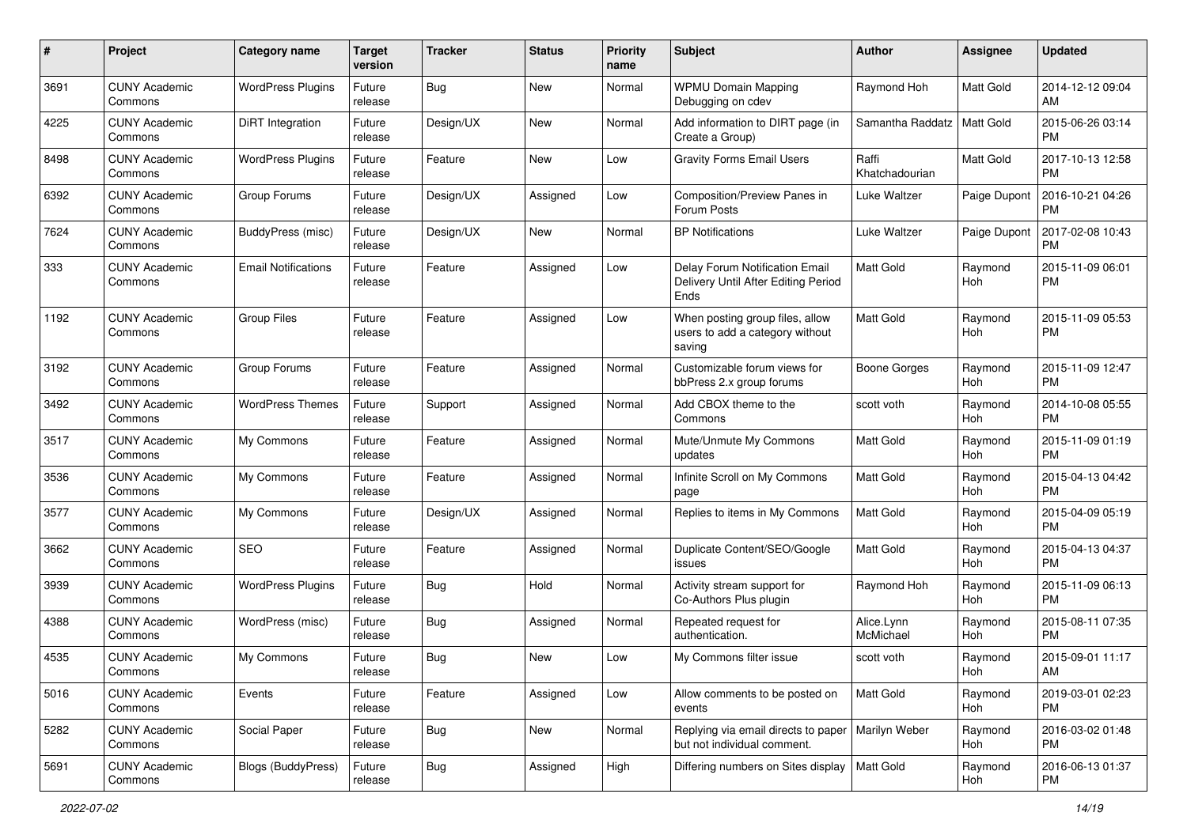| # | Project | Category name | Target version | Tracker | Status | Priority name | Subject | Author | Assignee | Updated |
|---|---|---|---|---|---|---|---|---|---|---|
| 3691 | CUNY Academic Commons | WordPress Plugins | Future release | Bug | New | Normal | WPMU Domain Mapping Debugging on cdev | Raymond Hoh | Matt Gold | 2014-12-12 09:04 AM |
| 4225 | CUNY Academic Commons | DiRT Integration | Future release | Design/UX | New | Normal | Add information to DIRT page (in Create a Group) | Samantha Raddatz | Matt Gold | 2015-06-26 03:14 PM |
| 8498 | CUNY Academic Commons | WordPress Plugins | Future release | Feature | New | Low | Gravity Forms Email Users | Raffi Khatchadourian | Matt Gold | 2017-10-13 12:58 PM |
| 6392 | CUNY Academic Commons | Group Forums | Future release | Design/UX | Assigned | Low | Composition/Preview Panes in Forum Posts | Luke Waltzer | Paige Dupont | 2016-10-21 04:26 PM |
| 7624 | CUNY Academic Commons | BuddyPress (misc) | Future release | Design/UX | New | Normal | BP Notifications | Luke Waltzer | Paige Dupont | 2017-02-08 10:43 PM |
| 333 | CUNY Academic Commons | Email Notifications | Future release | Feature | Assigned | Low | Delay Forum Notification Email Delivery Until After Editing Period Ends | Matt Gold | Raymond Hoh | 2015-11-09 06:01 PM |
| 1192 | CUNY Academic Commons | Group Files | Future release | Feature | Assigned | Low | When posting group files, allow users to add a category without saving | Matt Gold | Raymond Hoh | 2015-11-09 05:53 PM |
| 3192 | CUNY Academic Commons | Group Forums | Future release | Feature | Assigned | Normal | Customizable forum views for bbPress 2.x group forums | Boone Gorges | Raymond Hoh | 2015-11-09 12:47 PM |
| 3492 | CUNY Academic Commons | WordPress Themes | Future release | Support | Assigned | Normal | Add CBOX theme to the Commons | scott voth | Raymond Hoh | 2014-10-08 05:55 PM |
| 3517 | CUNY Academic Commons | My Commons | Future release | Feature | Assigned | Normal | Mute/Unmute My Commons updates | Matt Gold | Raymond Hoh | 2015-11-09 01:19 PM |
| 3536 | CUNY Academic Commons | My Commons | Future release | Feature | Assigned | Normal | Infinite Scroll on My Commons page | Matt Gold | Raymond Hoh | 2015-04-13 04:42 PM |
| 3577 | CUNY Academic Commons | My Commons | Future release | Design/UX | Assigned | Normal | Replies to items in My Commons | Matt Gold | Raymond Hoh | 2015-04-09 05:19 PM |
| 3662 | CUNY Academic Commons | SEO | Future release | Feature | Assigned | Normal | Duplicate Content/SEO/Google issues | Matt Gold | Raymond Hoh | 2015-04-13 04:37 PM |
| 3939 | CUNY Academic Commons | WordPress Plugins | Future release | Bug | Hold | Normal | Activity stream support for Co-Authors Plus plugin | Raymond Hoh | Raymond Hoh | 2015-11-09 06:13 PM |
| 4388 | CUNY Academic Commons | WordPress (misc) | Future release | Bug | Assigned | Normal | Repeated request for authentication. | Alice.Lynn McMichael | Raymond Hoh | 2015-08-11 07:35 PM |
| 4535 | CUNY Academic Commons | My Commons | Future release | Bug | New | Low | My Commons filter issue | scott voth | Raymond Hoh | 2015-09-01 11:17 AM |
| 5016 | CUNY Academic Commons | Events | Future release | Feature | Assigned | Low | Allow comments to be posted on events | Matt Gold | Raymond Hoh | 2019-03-01 02:23 PM |
| 5282 | CUNY Academic Commons | Social Paper | Future release | Bug | New | Normal | Replying via email directs to paper but not individual comment. | Marilyn Weber | Raymond Hoh | 2016-03-02 01:48 PM |
| 5691 | CUNY Academic Commons | Blogs (BuddyPress) | Future release | Bug | Assigned | High | Differing numbers on Sites display | Matt Gold | Raymond Hoh | 2016-06-13 01:37 PM |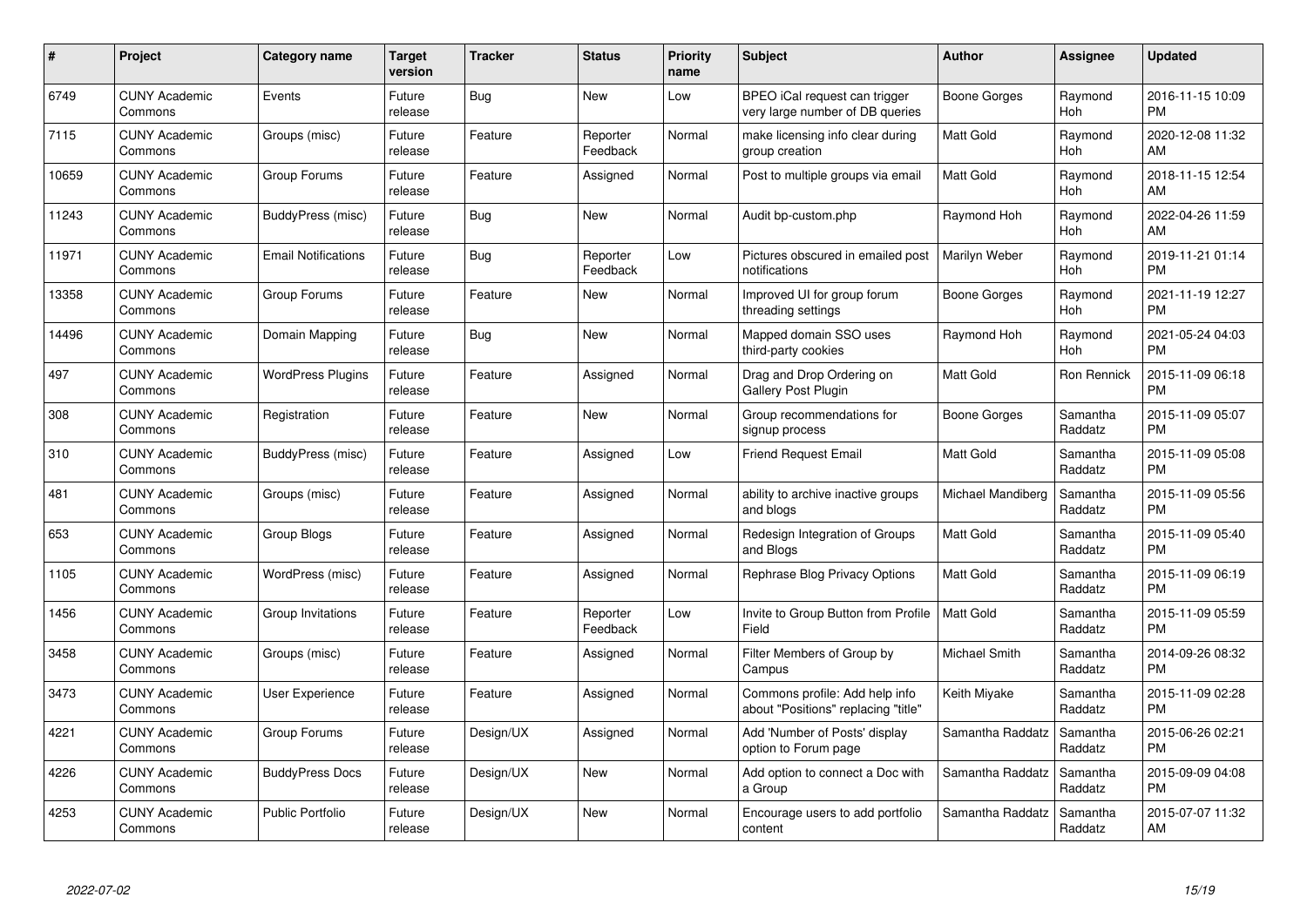| # | Project | Category name | Target version | Tracker | Status | Priority name | Subject | Author | Assignee | Updated |
|---|---|---|---|---|---|---|---|---|---|---|
| 6749 | CUNY Academic Commons | Events | Future release | Bug | New | Low | BPEO iCal request can trigger very large number of DB queries | Boone Gorges | Raymond Hoh | 2016-11-15 10:09 PM |
| 7115 | CUNY Academic Commons | Groups (misc) | Future release | Feature | Reporter Feedback | Normal | make licensing info clear during group creation | Matt Gold | Raymond Hoh | 2020-12-08 11:32 AM |
| 10659 | CUNY Academic Commons | Group Forums | Future release | Feature | Assigned | Normal | Post to multiple groups via email | Matt Gold | Raymond Hoh | 2018-11-15 12:54 AM |
| 11243 | CUNY Academic Commons | BuddyPress (misc) | Future release | Bug | New | Normal | Audit bp-custom.php | Raymond Hoh | Raymond Hoh | 2022-04-26 11:59 AM |
| 11971 | CUNY Academic Commons | Email Notifications | Future release | Bug | Reporter Feedback | Low | Pictures obscured in emailed post notifications | Marilyn Weber | Raymond Hoh | 2019-11-21 01:14 PM |
| 13358 | CUNY Academic Commons | Group Forums | Future release | Feature | New | Normal | Improved UI for group forum threading settings | Boone Gorges | Raymond Hoh | 2021-11-19 12:27 PM |
| 14496 | CUNY Academic Commons | Domain Mapping | Future release | Bug | New | Normal | Mapped domain SSO uses third-party cookies | Raymond Hoh | Raymond Hoh | 2021-05-24 04:03 PM |
| 497 | CUNY Academic Commons | WordPress Plugins | Future release | Feature | Assigned | Normal | Drag and Drop Ordering on Gallery Post Plugin | Matt Gold | Ron Rennick | 2015-11-09 06:18 PM |
| 308 | CUNY Academic Commons | Registration | Future release | Feature | New | Normal | Group recommendations for signup process | Boone Gorges | Samantha Raddatz | 2015-11-09 05:07 PM |
| 310 | CUNY Academic Commons | BuddyPress (misc) | Future release | Feature | Assigned | Low | Friend Request Email | Matt Gold | Samantha Raddatz | 2015-11-09 05:08 PM |
| 481 | CUNY Academic Commons | Groups (misc) | Future release | Feature | Assigned | Normal | ability to archive inactive groups and blogs | Michael Mandiberg | Samantha Raddatz | 2015-11-09 05:56 PM |
| 653 | CUNY Academic Commons | Group Blogs | Future release | Feature | Assigned | Normal | Redesign Integration of Groups and Blogs | Matt Gold | Samantha Raddatz | 2015-11-09 05:40 PM |
| 1105 | CUNY Academic Commons | WordPress (misc) | Future release | Feature | Assigned | Normal | Rephrase Blog Privacy Options | Matt Gold | Samantha Raddatz | 2015-11-09 06:19 PM |
| 1456 | CUNY Academic Commons | Group Invitations | Future release | Feature | Reporter Feedback | Low | Invite to Group Button from Profile Field | Matt Gold | Samantha Raddatz | 2015-11-09 05:59 PM |
| 3458 | CUNY Academic Commons | Groups (misc) | Future release | Feature | Assigned | Normal | Filter Members of Group by Campus | Michael Smith | Samantha Raddatz | 2014-09-26 08:32 PM |
| 3473 | CUNY Academic Commons | User Experience | Future release | Feature | Assigned | Normal | Commons profile: Add help info about "Positions" replacing "title" | Keith Miyake | Samantha Raddatz | 2015-11-09 02:28 PM |
| 4221 | CUNY Academic Commons | Group Forums | Future release | Design/UX | Assigned | Normal | Add 'Number of Posts' display option to Forum page | Samantha Raddatz | Samantha Raddatz | 2015-06-26 02:21 PM |
| 4226 | CUNY Academic Commons | BuddyPress Docs | Future release | Design/UX | New | Normal | Add option to connect a Doc with a Group | Samantha Raddatz | Samantha Raddatz | 2015-09-09 04:08 PM |
| 4253 | CUNY Academic Commons | Public Portfolio | Future release | Design/UX | New | Normal | Encourage users to add portfolio content | Samantha Raddatz | Samantha Raddatz | 2015-07-07 11:32 AM |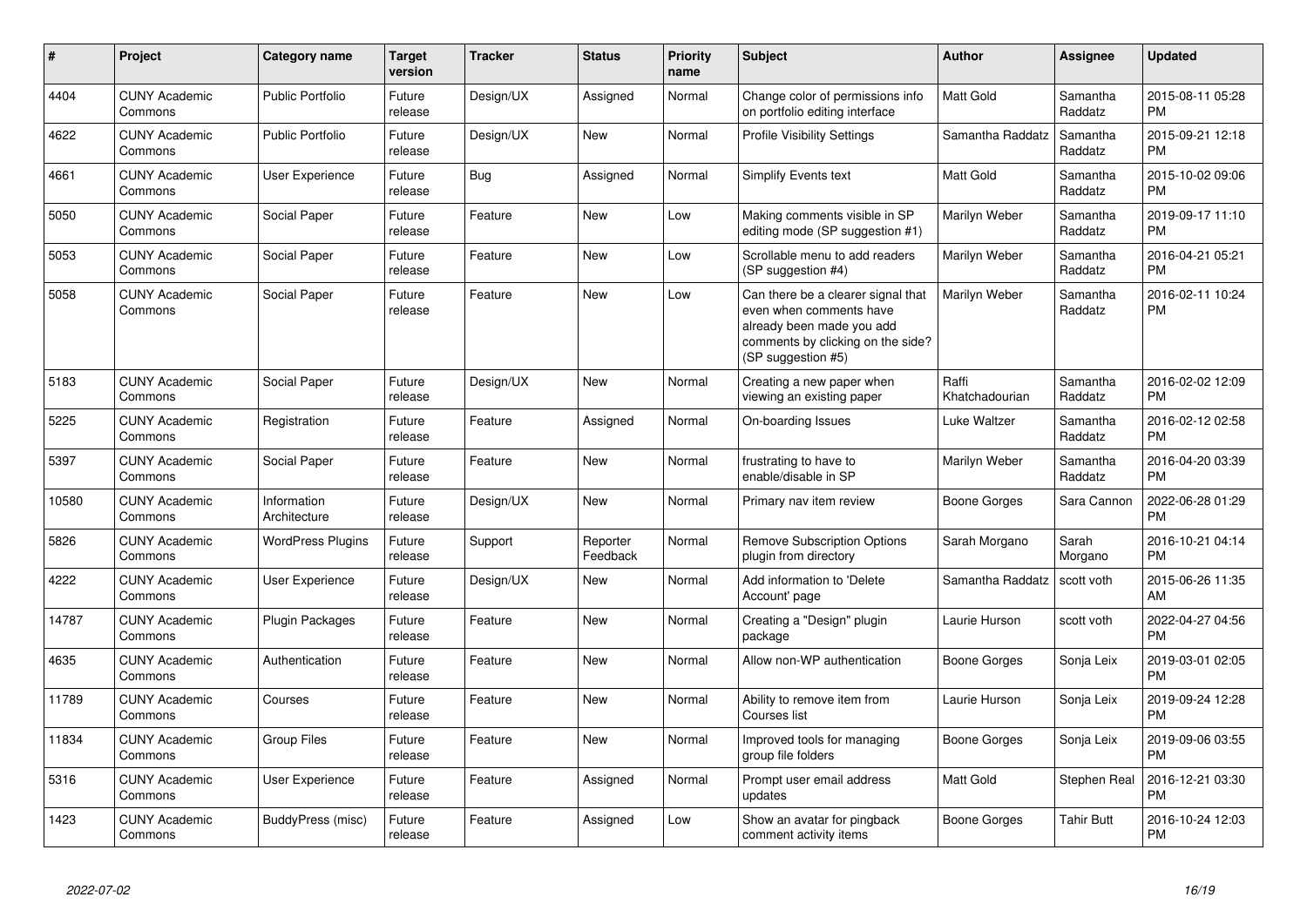| # | Project | Category name | Target version | Tracker | Status | Priority name | Subject | Author | Assignee | Updated |
|---|---|---|---|---|---|---|---|---|---|---|
| 4404 | CUNY Academic Commons | Public Portfolio | Future release | Design/UX | Assigned | Normal | Change color of permissions info on portfolio editing interface | Matt Gold | Samantha Raddatz | 2015-08-11 05:28 PM |
| 4622 | CUNY Academic Commons | Public Portfolio | Future release | Design/UX | New | Normal | Profile Visibility Settings | Samantha Raddatz | Samantha Raddatz | 2015-09-21 12:18 PM |
| 4661 | CUNY Academic Commons | User Experience | Future release | Bug | Assigned | Normal | Simplify Events text | Matt Gold | Samantha Raddatz | 2015-10-02 09:06 PM |
| 5050 | CUNY Academic Commons | Social Paper | Future release | Feature | New | Low | Making comments visible in SP editing mode (SP suggestion #1) | Marilyn Weber | Samantha Raddatz | 2019-09-17 11:10 PM |
| 5053 | CUNY Academic Commons | Social Paper | Future release | Feature | New | Low | Scrollable menu to add readers (SP suggestion #4) | Marilyn Weber | Samantha Raddatz | 2016-04-21 05:21 PM |
| 5058 | CUNY Academic Commons | Social Paper | Future release | Feature | New | Low | Can there be a clearer signal that even when comments have already been made you add comments by clicking on the side? (SP suggestion #5) | Marilyn Weber | Samantha Raddatz | 2016-02-11 10:24 PM |
| 5183 | CUNY Academic Commons | Social Paper | Future release | Design/UX | New | Normal | Creating a new paper when viewing an existing paper | Raffi Khatchadourian | Samantha Raddatz | 2016-02-02 12:09 PM |
| 5225 | CUNY Academic Commons | Registration | Future release | Feature | Assigned | Normal | On-boarding Issues | Luke Waltzer | Samantha Raddatz | 2016-02-12 02:58 PM |
| 5397 | CUNY Academic Commons | Social Paper | Future release | Feature | New | Normal | frustrating to have to enable/disable in SP | Marilyn Weber | Samantha Raddatz | 2016-04-20 03:39 PM |
| 10580 | CUNY Academic Commons | Information Architecture | Future release | Design/UX | New | Normal | Primary nav item review | Boone Gorges | Sara Cannon | 2022-06-28 01:29 PM |
| 5826 | CUNY Academic Commons | WordPress Plugins | Future release | Support | Reporter Feedback | Normal | Remove Subscription Options plugin from directory | Sarah Morgano | Sarah Morgano | 2016-10-21 04:14 PM |
| 4222 | CUNY Academic Commons | User Experience | Future release | Design/UX | New | Normal | Add information to 'Delete Account' page | Samantha Raddatz | scott voth | 2015-06-26 11:35 AM |
| 14787 | CUNY Academic Commons | Plugin Packages | Future release | Feature | New | Normal | Creating a "Design" plugin package | Laurie Hurson | scott voth | 2022-04-27 04:56 PM |
| 4635 | CUNY Academic Commons | Authentication | Future release | Feature | New | Normal | Allow non-WP authentication | Boone Gorges | Sonja Leix | 2019-03-01 02:05 PM |
| 11789 | CUNY Academic Commons | Courses | Future release | Feature | New | Normal | Ability to remove item from Courses list | Laurie Hurson | Sonja Leix | 2019-09-24 12:28 PM |
| 11834 | CUNY Academic Commons | Group Files | Future release | Feature | New | Normal | Improved tools for managing group file folders | Boone Gorges | Sonja Leix | 2019-09-06 03:55 PM |
| 5316 | CUNY Academic Commons | User Experience | Future release | Feature | Assigned | Normal | Prompt user email address updates | Matt Gold | Stephen Real | 2016-12-21 03:30 PM |
| 1423 | CUNY Academic Commons | BuddyPress (misc) | Future release | Feature | Assigned | Low | Show an avatar for pingback comment activity items | Boone Gorges | Tahir Butt | 2016-10-24 12:03 PM |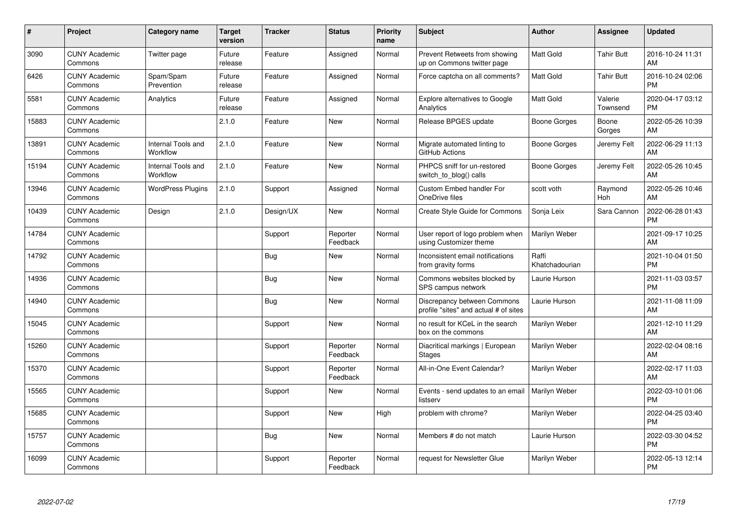| # | Project | Category name | Target version | Tracker | Status | Priority name | Subject | Author | Assignee | Updated |
|---|---|---|---|---|---|---|---|---|---|---|
| 3090 | CUNY Academic Commons | Twitter page | Future release | Feature | Assigned | Normal | Prevent Retweets from showing up on Commons twitter page | Matt Gold | Tahir Butt | 2016-10-24 11:31 AM |
| 6426 | CUNY Academic Commons | Spam/Spam Prevention | Future release | Feature | Assigned | Normal | Force captcha on all comments? | Matt Gold | Tahir Butt | 2016-10-24 02:06 PM |
| 5581 | CUNY Academic Commons | Analytics | Future release | Feature | Assigned | Normal | Explore alternatives to Google Analytics | Matt Gold | Valerie Townsend | 2020-04-17 03:12 PM |
| 15883 | CUNY Academic Commons | | 2.1.0 | Feature | New | Normal | Release BPGES update | Boone Gorges | Boone Gorges | 2022-05-26 10:39 AM |
| 13891 | CUNY Academic Commons | Internal Tools and Workflow | 2.1.0 | Feature | New | Normal | Migrate automated linting to GitHub Actions | Boone Gorges | Jeremy Felt | 2022-06-29 11:13 AM |
| 15194 | CUNY Academic Commons | Internal Tools and Workflow | 2.1.0 | Feature | New | Normal | PHPCS sniff for un-restored switch_to_blog() calls | Boone Gorges | Jeremy Felt | 2022-05-26 10:45 AM |
| 13946 | CUNY Academic Commons | WordPress Plugins | 2.1.0 | Support | Assigned | Normal | Custom Embed handler For OneDrive files | scott voth | Raymond Hoh | 2022-05-26 10:46 AM |
| 10439 | CUNY Academic Commons | Design | 2.1.0 | Design/UX | New | Normal | Create Style Guide for Commons | Sonja Leix | Sara Cannon | 2022-06-28 01:43 PM |
| 14784 | CUNY Academic Commons | | | Support | Reporter Feedback | Normal | User report of logo problem when using Customizer theme | Marilyn Weber | | 2021-09-17 10:25 AM |
| 14792 | CUNY Academic Commons | | | Bug | New | Normal | Inconsistent email notifications from gravity forms | Raffi Khatchadourian | | 2021-10-04 01:50 PM |
| 14936 | CUNY Academic Commons | | | Bug | New | Normal | Commons websites blocked by SPS campus network | Laurie Hurson | | 2021-11-03 03:57 PM |
| 14940 | CUNY Academic Commons | | | Bug | New | Normal | Discrepancy between Commons profile "sites" and actual # of sites | Laurie Hurson | | 2021-11-08 11:09 AM |
| 15045 | CUNY Academic Commons | | | Support | New | Normal | no result for KCeL in the search box on the commons | Marilyn Weber | | 2021-12-10 11:29 AM |
| 15260 | CUNY Academic Commons | | | Support | Reporter Feedback | Normal | Diacritical markings \| European Stages | Marilyn Weber | | 2022-02-04 08:16 AM |
| 15370 | CUNY Academic Commons | | | Support | Reporter Feedback | Normal | All-in-One Event Calendar? | Marilyn Weber | | 2022-02-17 11:03 AM |
| 15565 | CUNY Academic Commons | | | Support | New | Normal | Events - send updates to an email listserv | Marilyn Weber | | 2022-03-10 01:06 PM |
| 15685 | CUNY Academic Commons | | | Support | New | High | problem with chrome? | Marilyn Weber | | 2022-04-25 03:40 PM |
| 15757 | CUNY Academic Commons | | | Bug | New | Normal | Members # do not match | Laurie Hurson | | 2022-03-30 04:52 PM |
| 16099 | CUNY Academic Commons | | | Support | Reporter Feedback | Normal | request for Newsletter Glue | Marilyn Weber | | 2022-05-13 12:14 PM |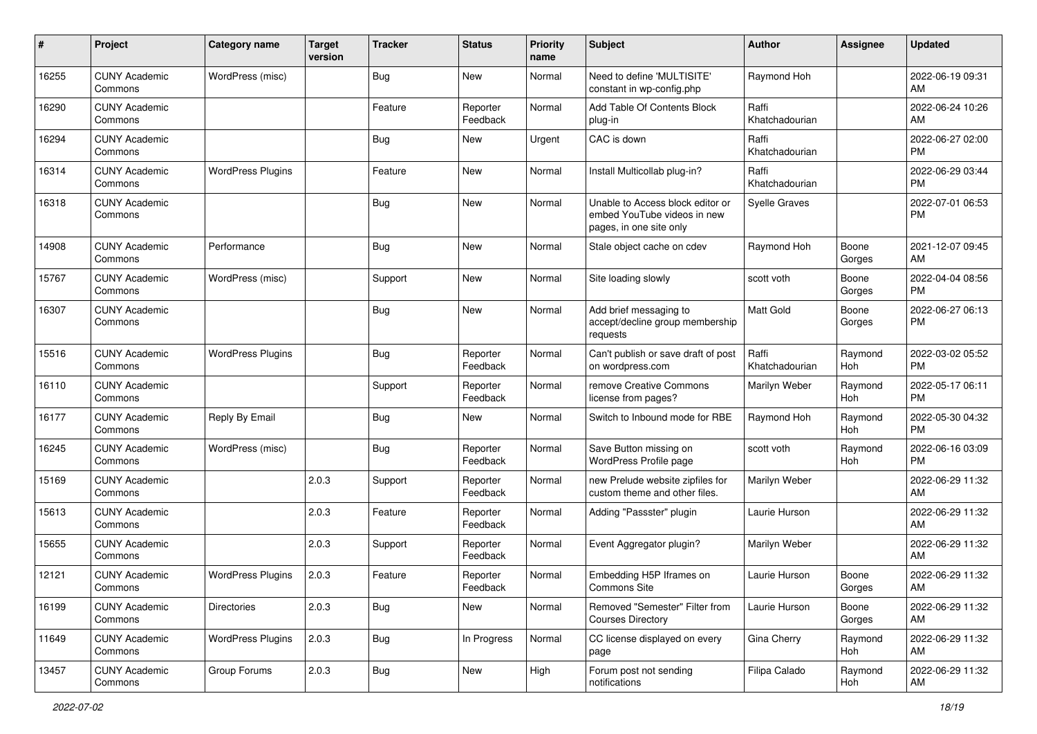| # | Project | Category name | Target version | Tracker | Status | Priority name | Subject | Author | Assignee | Updated |
|---|---|---|---|---|---|---|---|---|---|---|
| 16255 | CUNY Academic Commons | WordPress (misc) | | Bug | New | Normal | Need to define 'MULTISITE' constant in wp-config.php | Raymond Hoh | | 2022-06-19 09:31 AM |
| 16290 | CUNY Academic Commons | | | Feature | Reporter Feedback | Normal | Add Table Of Contents Block plug-in | Raffi Khatchadourian | | 2022-06-24 10:26 AM |
| 16294 | CUNY Academic Commons | | | Bug | New | Urgent | CAC is down | Raffi Khatchadourian | | 2022-06-27 02:00 PM |
| 16314 | CUNY Academic Commons | WordPress Plugins | | Feature | New | Normal | Install Multicollab plug-in? | Raffi Khatchadourian | | 2022-06-29 03:44 PM |
| 16318 | CUNY Academic Commons | | | Bug | New | Normal | Unable to Access block editor or embed YouTube videos in new pages, in one site only | Syelle Graves | | 2022-07-01 06:53 PM |
| 14908 | CUNY Academic Commons | Performance | | Bug | New | Normal | Stale object cache on cdev | Raymond Hoh | Boone Gorges | 2021-12-07 09:45 AM |
| 15767 | CUNY Academic Commons | WordPress (misc) | | Support | New | Normal | Site loading slowly | scott voth | Boone Gorges | 2022-04-04 08:56 PM |
| 16307 | CUNY Academic Commons | | | Bug | New | Normal | Add brief messaging to accept/decline group membership requests | Matt Gold | Boone Gorges | 2022-06-27 06:13 PM |
| 15516 | CUNY Academic Commons | WordPress Plugins | | Bug | Reporter Feedback | Normal | Can't publish or save draft of post on wordpress.com | Raffi Khatchadourian | Raymond Hoh | 2022-03-02 05:52 PM |
| 16110 | CUNY Academic Commons | | | Support | Reporter Feedback | Normal | remove Creative Commons license from pages? | Marilyn Weber | Raymond Hoh | 2022-05-17 06:11 PM |
| 16177 | CUNY Academic Commons | Reply By Email | | Bug | New | Normal | Switch to Inbound mode for RBE | Raymond Hoh | Raymond Hoh | 2022-05-30 04:32 PM |
| 16245 | CUNY Academic Commons | WordPress (misc) | | Bug | Reporter Feedback | Normal | Save Button missing on WordPress Profile page | scott voth | Raymond Hoh | 2022-06-16 03:09 PM |
| 15169 | CUNY Academic Commons | | 2.0.3 | Support | Reporter Feedback | Normal | new Prelude website zipfiles for custom theme and other files. | Marilyn Weber | | 2022-06-29 11:32 AM |
| 15613 | CUNY Academic Commons | | 2.0.3 | Feature | Reporter Feedback | Normal | Adding "Passster" plugin | Laurie Hurson | | 2022-06-29 11:32 AM |
| 15655 | CUNY Academic Commons | | 2.0.3 | Support | Reporter Feedback | Normal | Event Aggregator plugin? | Marilyn Weber | | 2022-06-29 11:32 AM |
| 12121 | CUNY Academic Commons | WordPress Plugins | 2.0.3 | Feature | Reporter Feedback | Normal | Embedding H5P Iframes on Commons Site | Laurie Hurson | Boone Gorges | 2022-06-29 11:32 AM |
| 16199 | CUNY Academic Commons | Directories | 2.0.3 | Bug | New | Normal | Removed "Semester" Filter from Courses Directory | Laurie Hurson | Boone Gorges | 2022-06-29 11:32 AM |
| 11649 | CUNY Academic Commons | WordPress Plugins | 2.0.3 | Bug | In Progress | Normal | CC license displayed on every page | Gina Cherry | Raymond Hoh | 2022-06-29 11:32 AM |
| 13457 | CUNY Academic Commons | Group Forums | 2.0.3 | Bug | New | High | Forum post not sending notifications | Filipa Calado | Raymond Hoh | 2022-06-29 11:32 AM |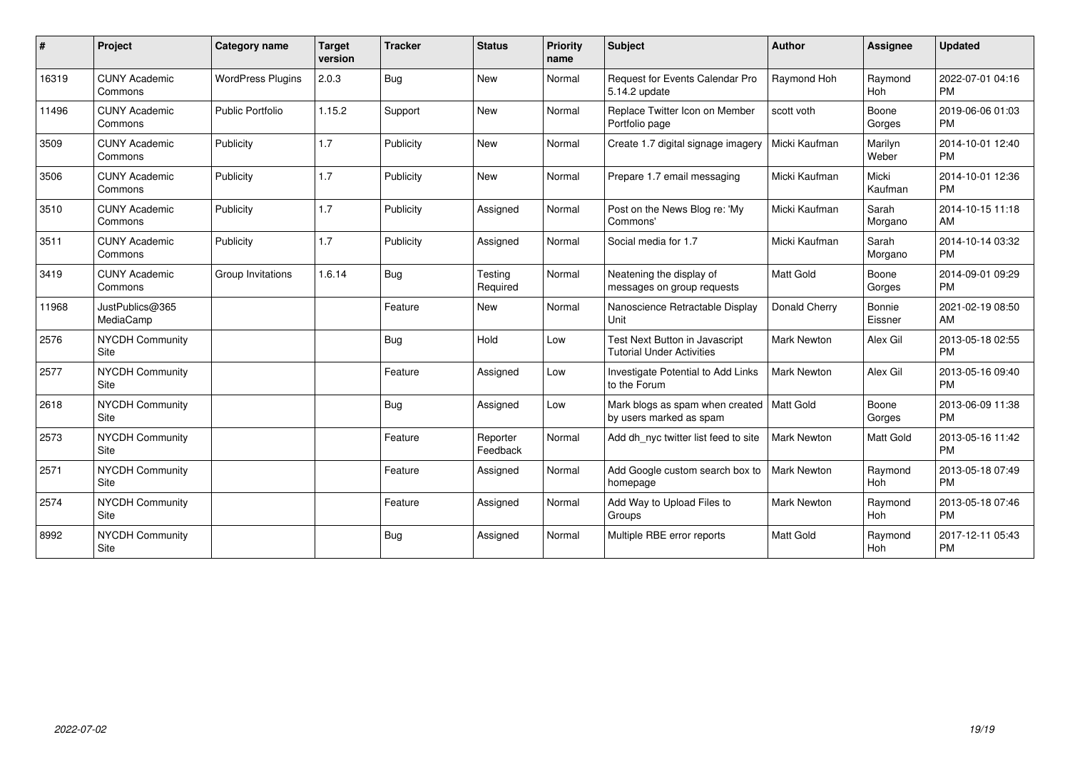| # | Project | Category name | Target version | Tracker | Status | Priority name | Subject | Author | Assignee | Updated |
|---|---|---|---|---|---|---|---|---|---|---|
| 16319 | CUNY Academic Commons | WordPress Plugins | 2.0.3 | Bug | New | Normal | Request for Events Calendar Pro 5.14.2 update | Raymond Hoh | Raymond Hoh | 2022-07-01 04:16 PM |
| 11496 | CUNY Academic Commons | Public Portfolio | 1.15.2 | Support | New | Normal | Replace Twitter Icon on Member Portfolio page | scott voth | Boone Gorges | 2019-06-06 01:03 PM |
| 3509 | CUNY Academic Commons | Publicity | 1.7 | Publicity | New | Normal | Create 1.7 digital signage imagery | Micki Kaufman | Marilyn Weber | 2014-10-01 12:40 PM |
| 3506 | CUNY Academic Commons | Publicity | 1.7 | Publicity | New | Normal | Prepare 1.7 email messaging | Micki Kaufman | Micki Kaufman | 2014-10-01 12:36 PM |
| 3510 | CUNY Academic Commons | Publicity | 1.7 | Publicity | Assigned | Normal | Post on the News Blog re: 'My Commons' | Micki Kaufman | Sarah Morgano | 2014-10-15 11:18 AM |
| 3511 | CUNY Academic Commons | Publicity | 1.7 | Publicity | Assigned | Normal | Social media for 1.7 | Micki Kaufman | Sarah Morgano | 2014-10-14 03:32 PM |
| 3419 | CUNY Academic Commons | Group Invitations | 1.6.14 | Bug | Testing Required | Normal | Neatening the display of messages on group requests | Matt Gold | Boone Gorges | 2014-09-01 09:29 PM |
| 11968 | JustPublics@365 MediaCamp | | | Feature | New | Normal | Nanoscience Retractable Display Unit | Donald Cherry | Bonnie Eissner | 2021-02-19 08:50 AM |
| 2576 | NYCDH Community Site | | | Bug | Hold | Low | Test Next Button in Javascript Tutorial Under Activities | Mark Newton | Alex Gil | 2013-05-18 02:55 PM |
| 2577 | NYCDH Community Site | | | Feature | Assigned | Low | Investigate Potential to Add Links to the Forum | Mark Newton | Alex Gil | 2013-05-16 09:40 PM |
| 2618 | NYCDH Community Site | | | Bug | Assigned | Low | Mark blogs as spam when created by users marked as spam | Matt Gold | Boone Gorges | 2013-06-09 11:38 PM |
| 2573 | NYCDH Community Site | | | Feature | Reporter Feedback | Normal | Add dh_nyc twitter list feed to site | Mark Newton | Matt Gold | 2013-05-16 11:42 PM |
| 2571 | NYCDH Community Site | | | Feature | Assigned | Normal | Add Google custom search box to homepage | Mark Newton | Raymond Hoh | 2013-05-18 07:49 PM |
| 2574 | NYCDH Community Site | | | Feature | Assigned | Normal | Add Way to Upload Files to Groups | Mark Newton | Raymond Hoh | 2013-05-18 07:46 PM |
| 8992 | NYCDH Community Site | | | Bug | Assigned | Normal | Multiple RBE error reports | Matt Gold | Raymond Hoh | 2017-12-11 05:43 PM |